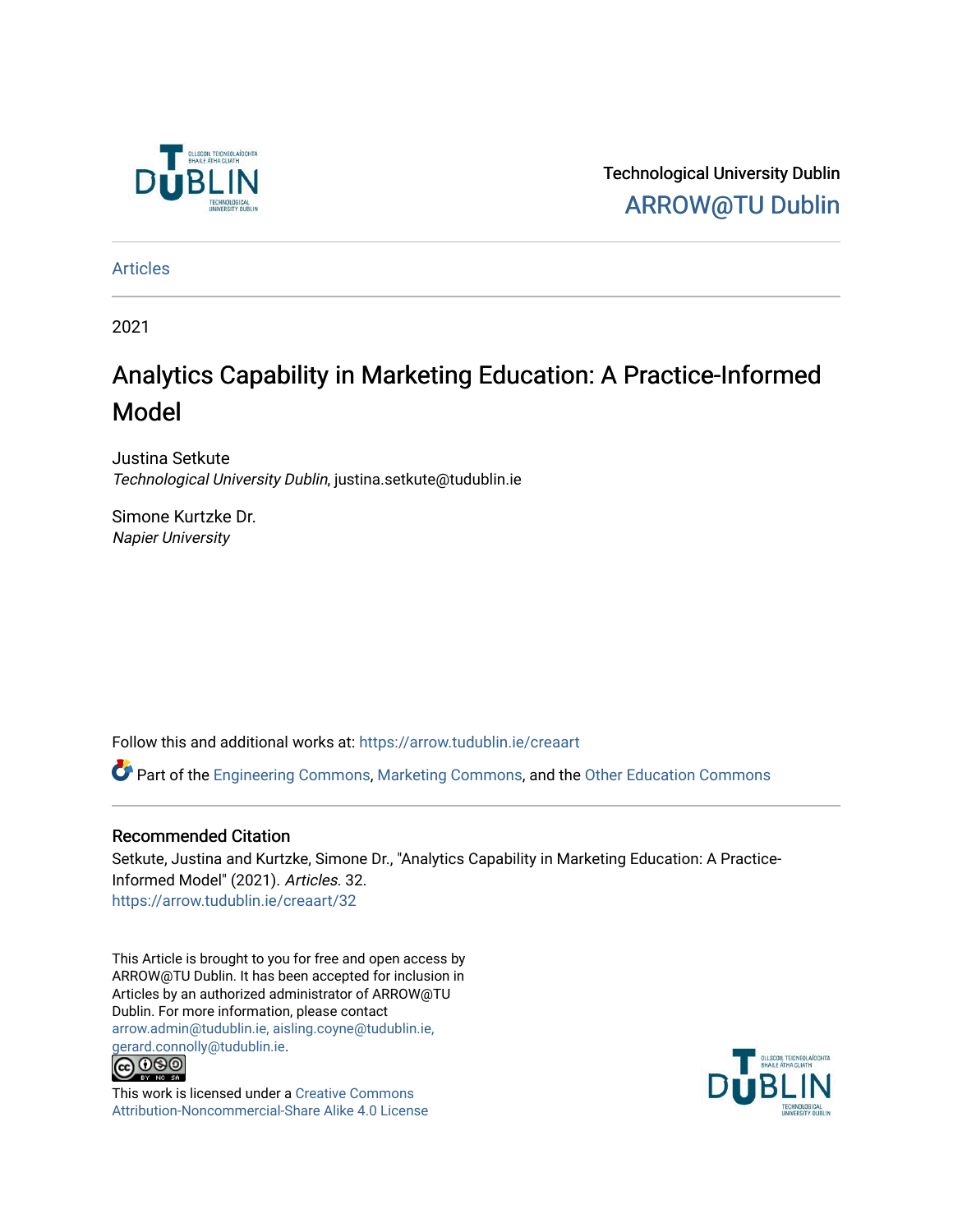Technological University Dublin

ARROW@TU Dublin

Articles

2021

# Analytics Capability in Marketing Education: A Practice-Informed Model

Justina Setkute
*Technological University Dublin*, justina.setkute@tudublin.ie

Simone Kurtzke Dr.
*Napier University*

Follow this and additional works at: https://arrow.tudublin.ie/creaart

Part of the Engineering Commons, Marketing Commons, and the Other Education Commons

## Recommended Citation

Setkute, Justina and Kurtzke, Simone Dr., "Analytics Capability in Marketing Education: A Practice-Informed Model" (2021). *Articles*. 32.
https://arrow.tudublin.ie/creaart/32

This Article is brought to you for free and open access by ARROW@TU Dublin. It has been accepted for inclusion in Articles by an authorized administrator of ARROW@TU Dublin. For more information, please contact arrow.admin@tudublin.ie, aisling.coyne@tudublin.ie, gerard.connolly@tudublin.ie.

This work is licensed under a Creative Commons Attribution-Noncommercial-Share Alike 4.0 License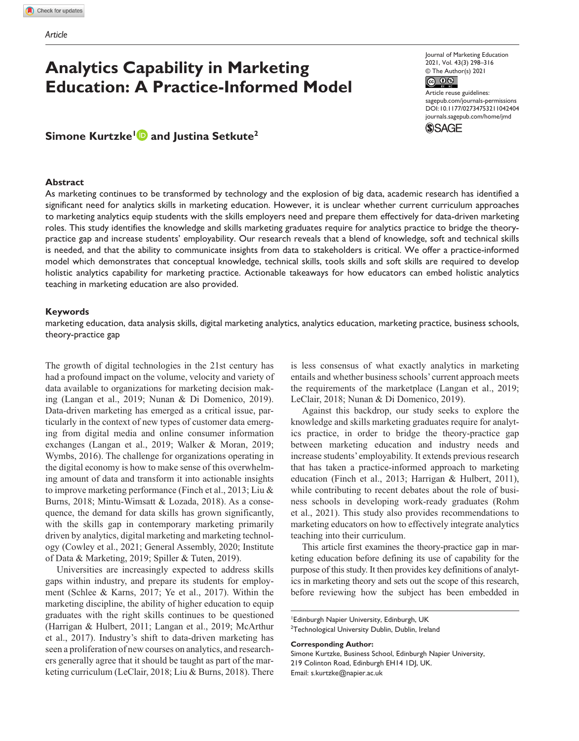Article

# Analytics Capability in Marketing Education: A Practice-Informed Model

**Simone Kurtzke[1] and Justina Setkute[2]**

## Abstract

As marketing continues to be transformed by technology and the explosion of big data, academic research has identified a significant need for analytics skills in marketing education. However, it is unclear whether current curriculum approaches to marketing analytics equip students with the skills employers need and prepare them effectively for data-driven marketing roles. This study identifies the knowledge and skills marketing graduates require for analytics practice to bridge the theory-practice gap and increase students' employability. Our research reveals that a blend of knowledge, soft and technical skills is needed, and that the ability to communicate insights from data to stakeholders is critical. We offer a practice-informed model which demonstrates that conceptual knowledge, technical skills, tools skills and soft skills are required to develop holistic analytics capability for marketing practice. Actionable takeaways for how educators can embed holistic analytics teaching in marketing education are also provided.

## Keywords

marketing education, data analysis skills, digital marketing analytics, analytics education, marketing practice, business schools, theory-practice gap

The growth of digital technologies in the 21st century has had a profound impact on the volume, velocity and variety of data available to organizations for marketing decision making (Langan et al., 2019; Nunan & Di Domenico, 2019). Data-driven marketing has emerged as a critical issue, particularly in the context of new types of customer data emerging from digital media and online consumer information exchanges (Langan et al., 2019; Walker & Moran, 2019; Wymbs, 2016). The challenge for organizations operating in the digital economy is how to make sense of this overwhelming amount of data and transform it into actionable insights to improve marketing performance (Finch et al., 2013; Liu & Burns, 2018; Mintu-Wimsatt & Lozada, 2018). As a consequence, the demand for data skills has grown significantly, with the skills gap in contemporary marketing primarily driven by analytics, digital marketing and marketing technology (Cowley et al., 2021; General Assembly, 2020; Institute of Data & Marketing, 2019; Spiller & Tuten, 2019).

Universities are increasingly expected to address skills gaps within industry, and prepare its students for employment (Schlee & Karns, 2017; Ye et al., 2017). Within the marketing discipline, the ability of higher education to equip graduates with the right skills continues to be questioned (Harrigan & Hulbert, 2011; Langan et al., 2019; McArthur et al., 2017). Industry's shift to data-driven marketing has seen a proliferation of new courses on analytics, and researchers generally agree that it should be taught as part of the marketing curriculum (LeClair, 2018; Liu & Burns, 2018). There is less consensus of what exactly analytics in marketing entails and whether business schools' current approach meets the requirements of the marketplace (Langan et al., 2019; LeClair, 2018; Nunan & Di Domenico, 2019).

Against this backdrop, our study seeks to explore the knowledge and skills marketing graduates require for analytics practice, in order to bridge the theory-practice gap between marketing education and industry needs and increase students' employability. It extends previous research that has taken a practice-informed approach to marketing education (Finch et al., 2013; Harrigan & Hulbert, 2011), while contributing to recent debates about the role of business schools in developing work-ready graduates (Rohm et al., 2021). This study also provides recommendations to marketing educators on how to effectively integrate analytics teaching into their curriculum.

This article first examines the theory-practice gap in marketing education before defining its use of capability for the purpose of this study. It then provides key definitions of analytics in marketing theory and sets out the scope of this research, before reviewing how the subject has been embedded in

[1]Edinburgh Napier University, Edinburgh, UK
[2]Technological University Dublin, Dublin, Ireland

**Corresponding Author:**
Simone Kurtzke, Business School, Edinburgh Napier University, 219 Colinton Road, Edinburgh EH14 1DJ, UK.
Email: s.kurtzke@napier.ac.uk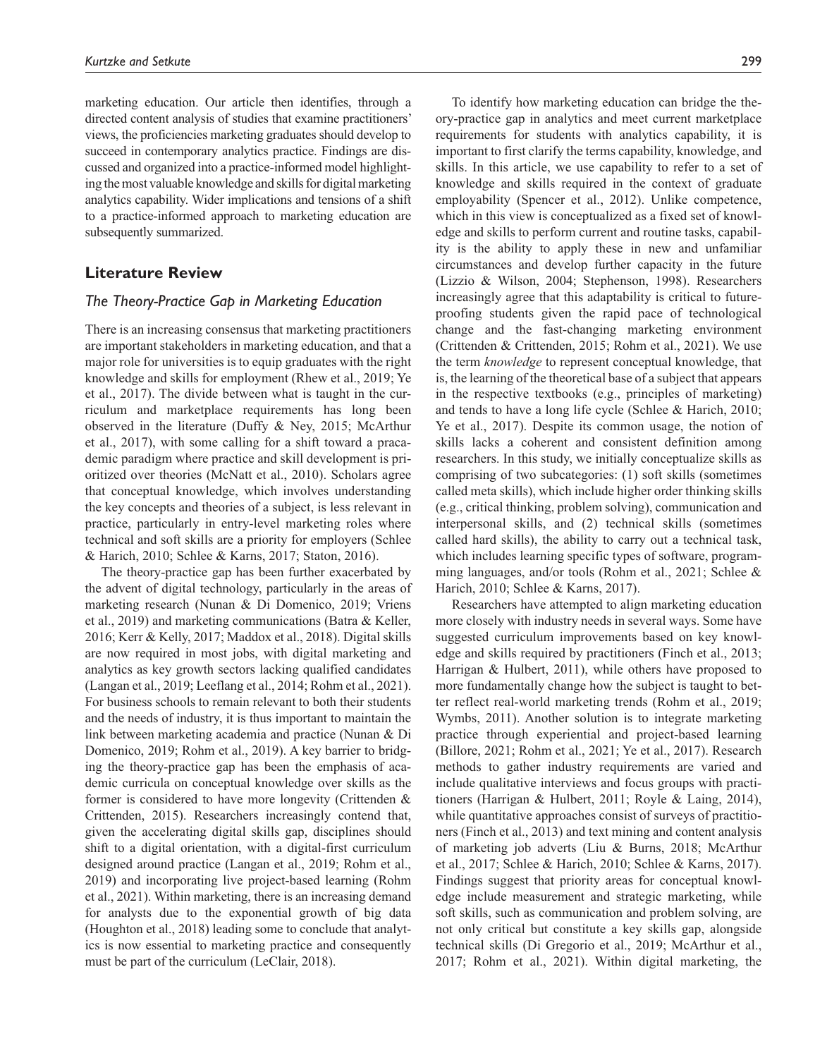marketing education. Our article then identifies, through a directed content analysis of studies that examine practitioners' views, the proficiencies marketing graduates should develop to succeed in contemporary analytics practice. Findings are discussed and organized into a practice-informed model highlighting the most valuable knowledge and skills for digital marketing analytics capability. Wider implications and tensions of a shift to a practice-informed approach to marketing education are subsequently summarized.

## Literature Review

### The Theory-Practice Gap in Marketing Education

There is an increasing consensus that marketing practitioners are important stakeholders in marketing education, and that a major role for universities is to equip graduates with the right knowledge and skills for employment (Rhew et al., 2019; Ye et al., 2017). The divide between what is taught in the curriculum and marketplace requirements has long been observed in the literature (Duffy & Ney, 2015; McArthur et al., 2017), with some calling for a shift toward a pracademic paradigm where practice and skill development is prioritized over theories (McNatt et al., 2010). Scholars agree that conceptual knowledge, which involves understanding the key concepts and theories of a subject, is less relevant in practice, particularly in entry-level marketing roles where technical and soft skills are a priority for employers (Schlee & Harich, 2010; Schlee & Karns, 2017; Staton, 2016).

The theory-practice gap has been further exacerbated by the advent of digital technology, particularly in the areas of marketing research (Nunan & Di Domenico, 2019; Vriens et al., 2019) and marketing communications (Batra & Keller, 2016; Kerr & Kelly, 2017; Maddox et al., 2018). Digital skills are now required in most jobs, with digital marketing and analytics as key growth sectors lacking qualified candidates (Langan et al., 2019; Leeflang et al., 2014; Rohm et al., 2021). For business schools to remain relevant to both their students and the needs of industry, it is thus important to maintain the link between marketing academia and practice (Nunan & Di Domenico, 2019; Rohm et al., 2019). A key barrier to bridging the theory-practice gap has been the emphasis of academic curricula on conceptual knowledge over skills as the former is considered to have more longevity (Crittenden & Crittenden, 2015). Researchers increasingly contend that, given the accelerating digital skills gap, disciplines should shift to a digital orientation, with a digital-first curriculum designed around practice (Langan et al., 2019; Rohm et al., 2019) and incorporating live project-based learning (Rohm et al., 2021). Within marketing, there is an increasing demand for analysts due to the exponential growth of big data (Houghton et al., 2018) leading some to conclude that analytics is now essential to marketing practice and consequently must be part of the curriculum (LeClair, 2018).

To identify how marketing education can bridge the theory-practice gap in analytics and meet current marketplace requirements for students with analytics capability, it is important to first clarify the terms capability, knowledge, and skills. In this article, we use capability to refer to a set of knowledge and skills required in the context of graduate employability (Spencer et al., 2012). Unlike competence, which in this view is conceptualized as a fixed set of knowledge and skills to perform current and routine tasks, capability is the ability to apply these in new and unfamiliar circumstances and develop further capacity in the future (Lizzio & Wilson, 2004; Stephenson, 1998). Researchers increasingly agree that this adaptability is critical to future-proofing students given the rapid pace of technological change and the fast-changing marketing environment (Crittenden & Crittenden, 2015; Rohm et al., 2021). We use the term *knowledge* to represent conceptual knowledge, that is, the learning of the theoretical base of a subject that appears in the respective textbooks (e.g., principles of marketing) and tends to have a long life cycle (Schlee & Harich, 2010; Ye et al., 2017). Despite its common usage, the notion of skills lacks a coherent and consistent definition among researchers. In this study, we initially conceptualize skills as comprising of two subcategories: (1) soft skills (sometimes called meta skills), which include higher order thinking skills (e.g., critical thinking, problem solving), communication and interpersonal skills, and (2) technical skills (sometimes called hard skills), the ability to carry out a technical task, which includes learning specific types of software, programming languages, and/or tools (Rohm et al., 2021; Schlee & Harich, 2010; Schlee & Karns, 2017).

Researchers have attempted to align marketing education more closely with industry needs in several ways. Some have suggested curriculum improvements based on key knowledge and skills required by practitioners (Finch et al., 2013; Harrigan & Hulbert, 2011), while others have proposed to more fundamentally change how the subject is taught to better reflect real-world marketing trends (Rohm et al., 2019; Wymbs, 2011). Another solution is to integrate marketing practice through experiential and project-based learning (Billore, 2021; Rohm et al., 2021; Ye et al., 2017). Research methods to gather industry requirements are varied and include qualitative interviews and focus groups with practitioners (Harrigan & Hulbert, 2011; Royle & Laing, 2014), while quantitative approaches consist of surveys of practitioners (Finch et al., 2013) and text mining and content analysis of marketing job adverts (Liu & Burns, 2018; McArthur et al., 2017; Schlee & Harich, 2010; Schlee & Karns, 2017). Findings suggest that priority areas for conceptual knowledge include measurement and strategic marketing, while soft skills, such as communication and problem solving, are not only critical but constitute a key skills gap, alongside technical skills (Di Gregorio et al., 2019; McArthur et al., 2017; Rohm et al., 2021). Within digital marketing, the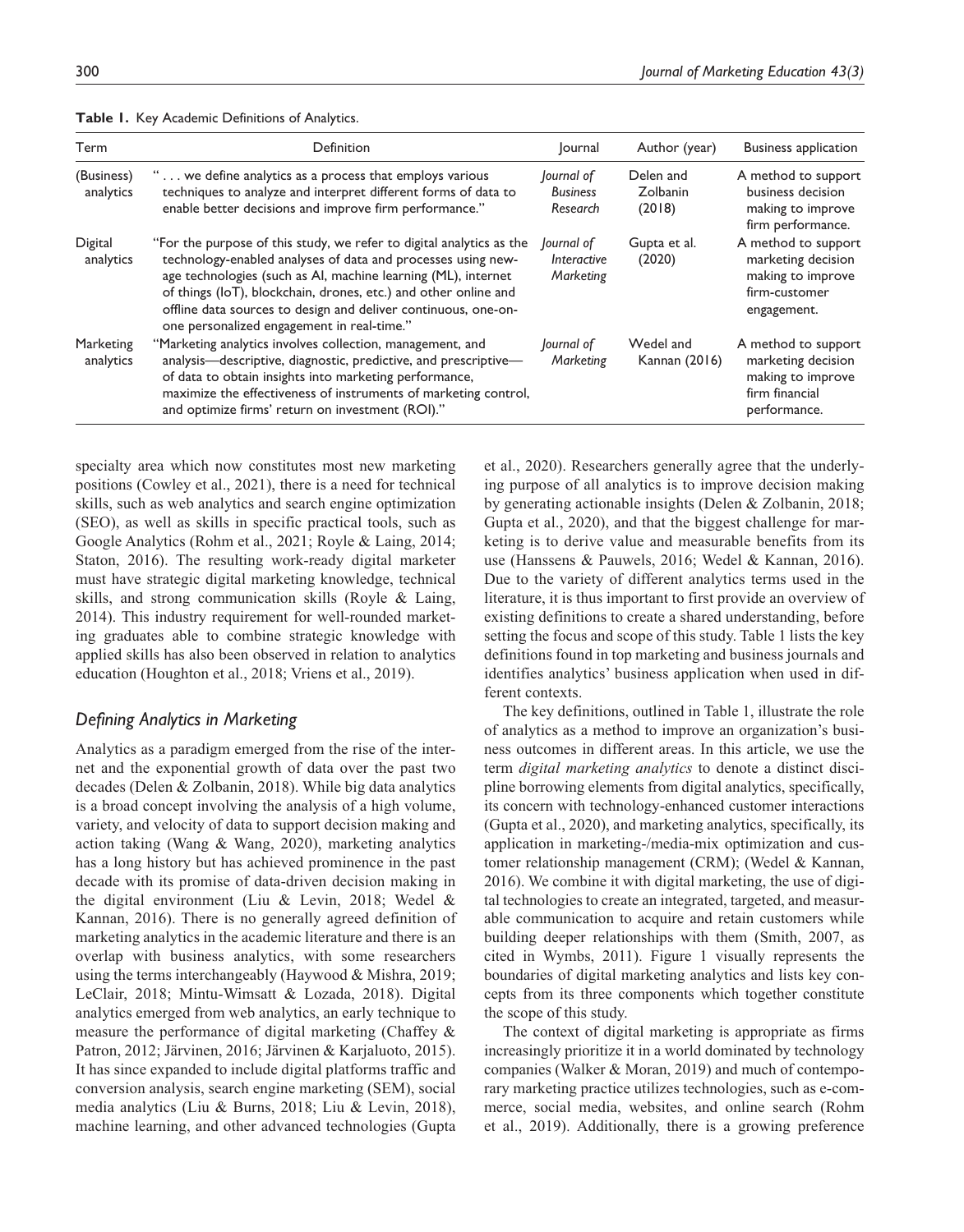**Table 1.** Key Academic Definitions of Analytics.

| Term | Definition | Journal | Author (year) | Business application |
|---|---|---|---|---|
| (Business) analytics | " . . . we define analytics as a process that employs various techniques to analyze and interpret different forms of data to enable better decisions and improve firm performance." | *Journal of Business Research* | Delen and Zolbanin (2018) | A method to support business decision making to improve firm performance. |
| Digital analytics | "For the purpose of this study, we refer to digital analytics as the technology-enabled analyses of data and processes using new-age technologies (such as AI, machine learning (ML), internet of things (IoT), blockchain, drones, etc.) and other online and offline data sources to design and deliver continuous, one-on-one personalized engagement in real-time." | *Journal of Interactive Marketing* | Gupta et al. (2020) | A method to support marketing decision making to improve firm-customer engagement. |
| Marketing analytics | "Marketing analytics involves collection, management, and analysis—descriptive, diagnostic, predictive, and prescriptive—of data to obtain insights into marketing performance, maximize the effectiveness of instruments of marketing control, and optimize firms' return on investment (ROI)." | *Journal of Marketing* | Wedel and Kannan (2016) | A method to support marketing decision making to improve firm financial performance. |

specialty area which now constitutes most new marketing positions (Cowley et al., 2021), there is a need for technical skills, such as web analytics and search engine optimization (SEO), as well as skills in specific practical tools, such as Google Analytics (Rohm et al., 2021; Royle & Laing, 2014; Staton, 2016). The resulting work-ready digital marketer must have strategic digital marketing knowledge, technical skills, and strong communication skills (Royle & Laing, 2014). This industry requirement for well-rounded marketing graduates able to combine strategic knowledge with applied skills has also been observed in relation to analytics education (Houghton et al., 2018; Vriens et al., 2019).

### *Defining Analytics in Marketing*

Analytics as a paradigm emerged from the rise of the internet and the exponential growth of data over the past two decades (Delen & Zolbanin, 2018). While big data analytics is a broad concept involving the analysis of a high volume, variety, and velocity of data to support decision making and action taking (Wang & Wang, 2020), marketing analytics has a long history but has achieved prominence in the past decade with its promise of data-driven decision making in the digital environment (Liu & Levin, 2018; Wedel & Kannan, 2016). There is no generally agreed definition of marketing analytics in the academic literature and there is an overlap with business analytics, with some researchers using the terms interchangeably (Haywood & Mishra, 2019; LeClair, 2018; Mintu-Wimsatt & Lozada, 2018). Digital analytics emerged from web analytics, an early technique to measure the performance of digital marketing (Chaffey & Patron, 2012; Järvinen, 2016; Järvinen & Karjaluoto, 2015). It has since expanded to include digital platforms traffic and conversion analysis, search engine marketing (SEM), social media analytics (Liu & Burns, 2018; Liu & Levin, 2018), machine learning, and other advanced technologies (Gupta et al., 2020). Researchers generally agree that the underlying purpose of all analytics is to improve decision making by generating actionable insights (Delen & Zolbanin, 2018; Gupta et al., 2020), and that the biggest challenge for marketing is to derive value and measurable benefits from its use (Hanssens & Pauwels, 2016; Wedel & Kannan, 2016). Due to the variety of different analytics terms used in the literature, it is thus important to first provide an overview of existing definitions to create a shared understanding, before setting the focus and scope of this study. Table 1 lists the key definitions found in top marketing and business journals and identifies analytics' business application when used in different contexts.

The key definitions, outlined in Table 1, illustrate the role of analytics as a method to improve an organization's business outcomes in different areas. In this article, we use the term *digital marketing analytics* to denote a distinct discipline borrowing elements from digital analytics, specifically, its concern with technology-enhanced customer interactions (Gupta et al., 2020), and marketing analytics, specifically, its application in marketing-/media-mix optimization and customer relationship management (CRM); (Wedel & Kannan, 2016). We combine it with digital marketing, the use of digital technologies to create an integrated, targeted, and measurable communication to acquire and retain customers while building deeper relationships with them (Smith, 2007, as cited in Wymbs, 2011). Figure 1 visually represents the boundaries of digital marketing analytics and lists key concepts from its three components which together constitute the scope of this study.

The context of digital marketing is appropriate as firms increasingly prioritize it in a world dominated by technology companies (Walker & Moran, 2019) and much of contemporary marketing practice utilizes technologies, such as e-commerce, social media, websites, and online search (Rohm et al., 2019). Additionally, there is a growing preference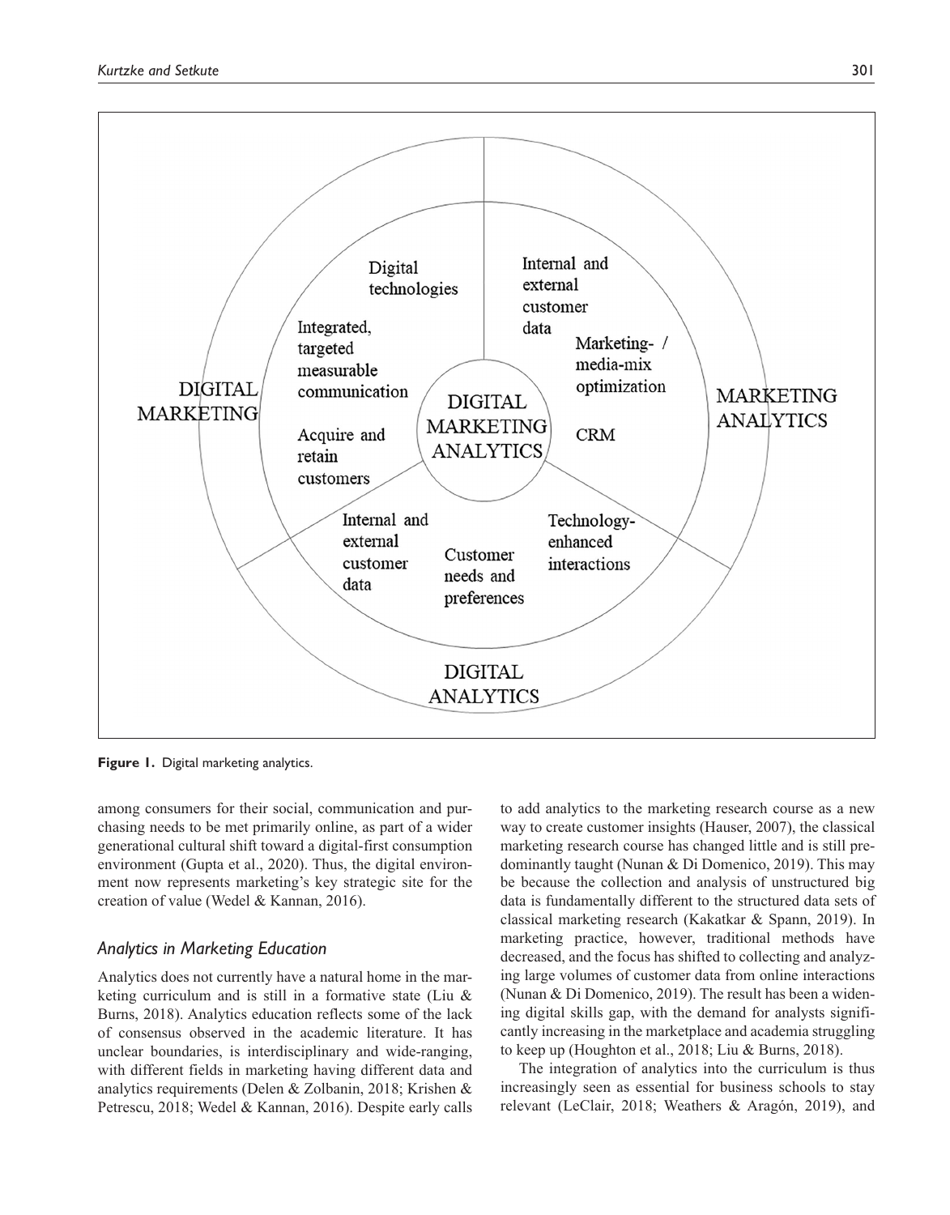**Figure 1.** Digital marketing analytics.

among consumers for their social, communication and purchasing needs to be met primarily online, as part of a wider generational cultural shift toward a digital-first consumption environment (Gupta et al., 2020). Thus, the digital environment now represents marketing's key strategic site for the creation of value (Wedel & Kannan, 2016).

### *Analytics in Marketing Education*

Analytics does not currently have a natural home in the marketing curriculum and is still in a formative state (Liu & Burns, 2018). Analytics education reflects some of the lack of consensus observed in the academic literature. It has unclear boundaries, is interdisciplinary and wide-ranging, with different fields in marketing having different data and analytics requirements (Delen & Zolbanin, 2018; Krishen & Petrescu, 2018; Wedel & Kannan, 2016). Despite early calls to add analytics to the marketing research course as a new way to create customer insights (Hauser, 2007), the classical marketing research course has changed little and is still predominantly taught (Nunan & Di Domenico, 2019). This may be because the collection and analysis of unstructured big data is fundamentally different to the structured data sets of classical marketing research (Kakatkar & Spann, 2019). In marketing practice, however, traditional methods have decreased, and the focus has shifted to collecting and analyzing large volumes of customer data from online interactions (Nunan & Di Domenico, 2019). The result has been a widening digital skills gap, with the demand for analysts significantly increasing in the marketplace and academia struggling to keep up (Houghton et al., 2018; Liu & Burns, 2018).

The integration of analytics into the curriculum is thus increasingly seen as essential for business schools to stay relevant (LeClair, 2018; Weathers & Aragón, 2019), and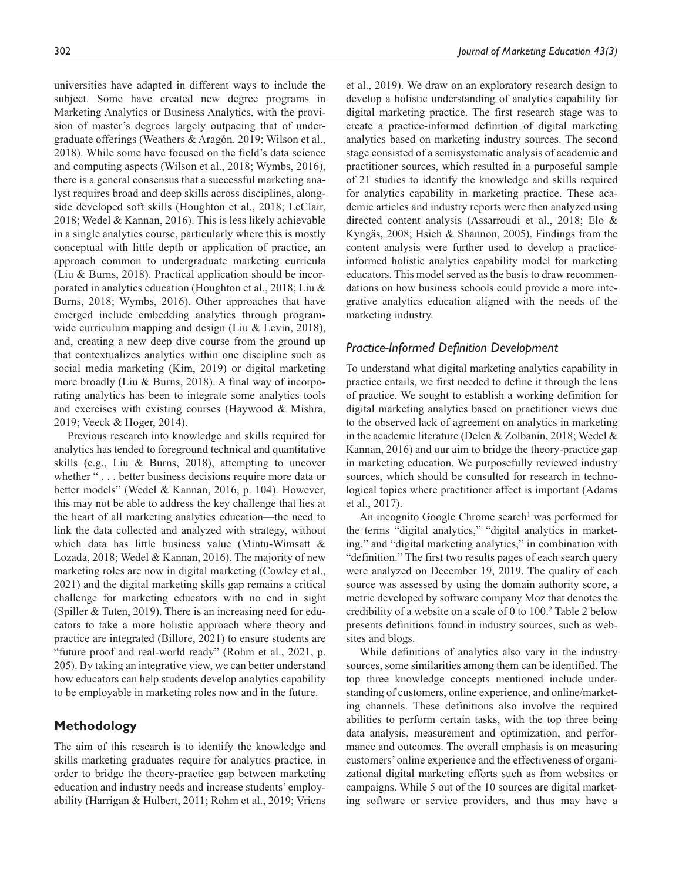universities have adapted in different ways to include the subject. Some have created new degree programs in Marketing Analytics or Business Analytics, with the provision of master's degrees largely outpacing that of undergraduate offerings (Weathers & Aragón, 2019; Wilson et al., 2018). While some have focused on the field's data science and computing aspects (Wilson et al., 2018; Wymbs, 2016), there is a general consensus that a successful marketing analyst requires broad and deep skills across disciplines, alongside developed soft skills (Houghton et al., 2018; LeClair, 2018; Wedel & Kannan, 2016). This is less likely achievable in a single analytics course, particularly where this is mostly conceptual with little depth or application of practice, an approach common to undergraduate marketing curricula (Liu & Burns, 2018). Practical application should be incorporated in analytics education (Houghton et al., 2018; Liu & Burns, 2018; Wymbs, 2016). Other approaches that have emerged include embedding analytics through program-wide curriculum mapping and design (Liu & Levin, 2018), and, creating a new deep dive course from the ground up that contextualizes analytics within one discipline such as social media marketing (Kim, 2019) or digital marketing more broadly (Liu & Burns, 2018). A final way of incorporating analytics has been to integrate some analytics tools and exercises with existing courses (Haywood & Mishra, 2019; Veeck & Hoger, 2014).

Previous research into knowledge and skills required for analytics has tended to foreground technical and quantitative skills (e.g., Liu & Burns, 2018), attempting to uncover whether " . . . better business decisions require more data or better models" (Wedel & Kannan, 2016, p. 104). However, this may not be able to address the key challenge that lies at the heart of all marketing analytics education—the need to link the data collected and analyzed with strategy, without which data has little business value (Mintu-Wimsatt & Lozada, 2018; Wedel & Kannan, 2016). The majority of new marketing roles are now in digital marketing (Cowley et al., 2021) and the digital marketing skills gap remains a critical challenge for marketing educators with no end in sight (Spiller & Tuten, 2019). There is an increasing need for educators to take a more holistic approach where theory and practice are integrated (Billore, 2021) to ensure students are "future proof and real-world ready" (Rohm et al., 2021, p. 205). By taking an integrative view, we can better understand how educators can help students develop analytics capability to be employable in marketing roles now and in the future.

## Methodology

The aim of this research is to identify the knowledge and skills marketing graduates require for analytics practice, in order to bridge the theory-practice gap between marketing education and industry needs and increase students' employability (Harrigan & Hulbert, 2011; Rohm et al., 2019; Vriens et al., 2019). We draw on an exploratory research design to develop a holistic understanding of analytics capability for digital marketing practice. The first research stage was to create a practice-informed definition of digital marketing analytics based on marketing industry sources. The second stage consisted of a semisystematic analysis of academic and practitioner sources, which resulted in a purposeful sample of 21 studies to identify the knowledge and skills required for analytics capability in marketing practice. These academic articles and industry reports were then analyzed using directed content analysis (Assarroudi et al., 2018; Elo & Kyngäs, 2008; Hsieh & Shannon, 2005). Findings from the content analysis were further used to develop a practice-informed holistic analytics capability model for marketing educators. This model served as the basis to draw recommendations on how business schools could provide a more integrative analytics education aligned with the needs of the marketing industry.

### *Practice-Informed Definition Development*

To understand what digital marketing analytics capability in practice entails, we first needed to define it through the lens of practice. We sought to establish a working definition for digital marketing analytics based on practitioner views due to the observed lack of agreement on analytics in marketing in the academic literature (Delen & Zolbanin, 2018; Wedel & Kannan, 2016) and our aim to bridge the theory-practice gap in marketing education. We purposefully reviewed industry sources, which should be consulted for research in technological topics where practitioner affect is important (Adams et al., 2017).

An incognito Google Chrome search[1] was performed for the terms "digital analytics," "digital analytics in marketing," and "digital marketing analytics," in combination with "definition." The first two results pages of each search query were analyzed on December 19, 2019. The quality of each source was assessed by using the domain authority score, a metric developed by software company Moz that denotes the credibility of a website on a scale of 0 to 100.[2] Table 2 below presents definitions found in industry sources, such as websites and blogs.

While definitions of analytics also vary in the industry sources, some similarities among them can be identified. The top three knowledge concepts mentioned include understanding of customers, online experience, and online/marketing channels. These definitions also involve the required abilities to perform certain tasks, with the top three being data analysis, measurement and optimization, and performance and outcomes. The overall emphasis is on measuring customers' online experience and the effectiveness of organizational digital marketing efforts such as from websites or campaigns. While 5 out of the 10 sources are digital marketing software or service providers, and thus may have a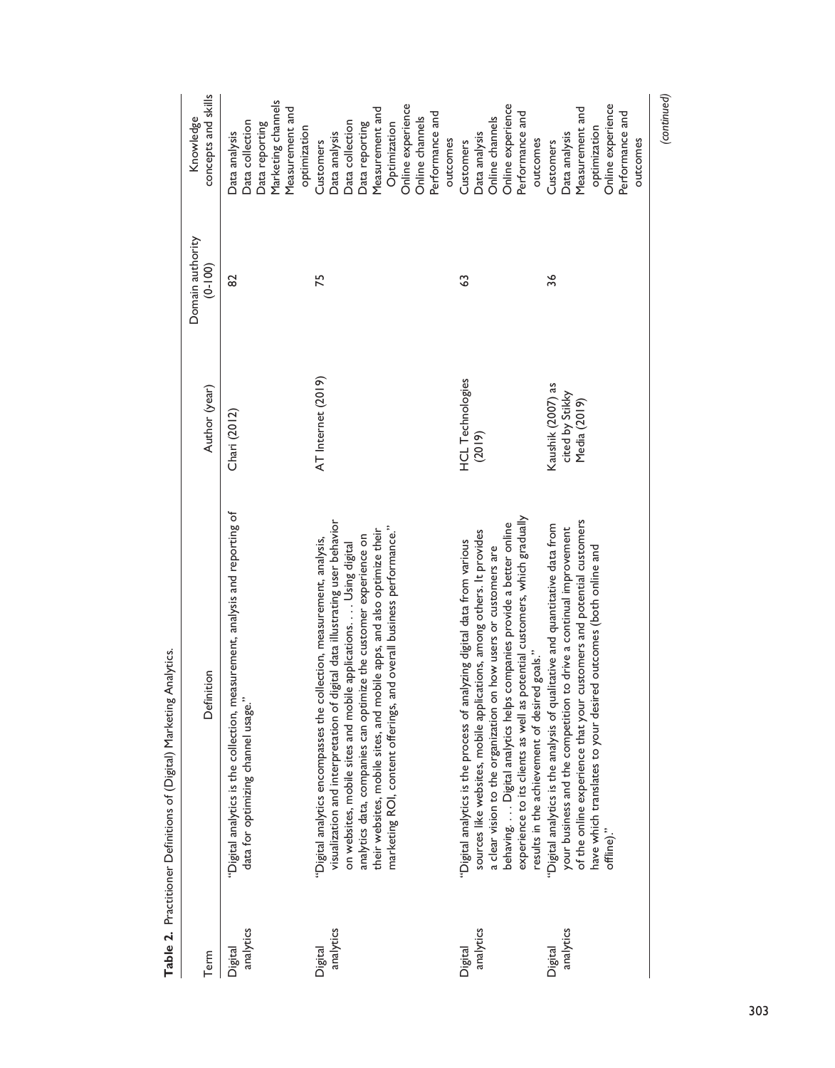**Table 2.** Practitioner Definitions of (Digital) Marketing Analytics.

| Term | Definition | Author (year) | Domain authority (0-100) | Knowledge concepts and skills |
|---|---|---|---|---|
| Digital analytics | "Digital analytics is the collection, measurement, analysis and reporting of data for optimizing channel usage." | Chari (2012) | 82 | Data analysis<br>Data collection<br>Data reporting<br>Marketing channels<br>Measurement and optimization |
| Digital analytics | "Digital analytics encompasses the collection, measurement, analysis, visualization and interpretation of digital data illustrating user behavior on websites, mobile sites and mobile applications. . . . Using digital analytics data, companies can optimize the customer experience on their websites, mobile sites, and mobile apps, and also optimize their marketing ROI, content offerings, and overall business performance." | AT Internet (2019) | 75 | Customers<br>Data analysis<br>Data collection<br>Data reporting<br>Measurement and Optimization<br>Online experience<br>Online channels<br>Performance and outcomes |
| Digital analytics | "Digital analytics is the process of analyzing digital data from various sources like websites, mobile applications, among others. It provides a clear vision to the organization on how users or customers are behaving. . . . Digital analytics helps companies provide a better online experience to its clients as well as potential customers, which gradually results in the achievement of desired goals." | HCL Technologies (2019) | 63 | Customers<br>Data analysis<br>Online channels<br>Online experience<br>Performance and outcomes |
| Digital analytics | "Digital analytics is the analysis of qualitative and quantitative data from your business and the competition to drive a continual improvement of the online experience that your customers and potential customers have which translates to your desired outcomes (both online and offline)." | Kaushik (2007) as cited by Stikky Media (2019) | 36 | Customers<br>Data analysis<br>Measurement and optimization<br>Online experience<br>Performance and outcomes |

*(continued)*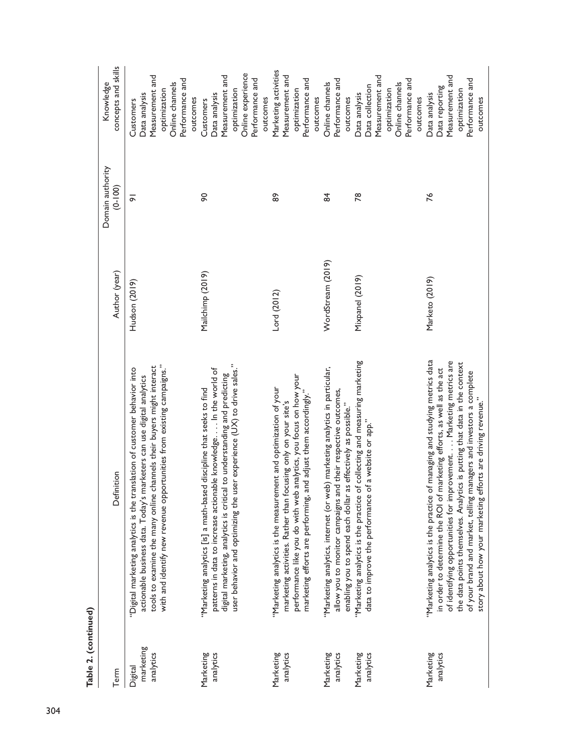**Table 2. (continued)**

| Term | Definition | Author (year) | Domain authority (0-100) | Knowledge concepts and skills |
|---|---|---|---|---|
| Digital marketing analytics | "Digital marketing analytics is the translation of customer behavior into actionable business data. Today's marketers can use digital analytics tools to examine the many online channels their buyers might interact with and identify new revenue opportunities from existing campaigns." | Hudson (2019) | 91 | Customers<br>Data analysis<br>Measurement and optimization<br>Online channels<br>Performance and outcomes |
| Marketing analytics | "Marketing analytics [is] a math-based discipline that seeks to find patterns in data to increase actionable knowledge. . . . In the world of digital marketing, analytics is critical to understanding and predicting user behavior and optimizing the user experience (UX) to drive sales." | Mailchimp (2019) | 90 | Customers<br>Data analysis<br>Measurement and optimization<br>Online experience<br>Performance and outcomes |
| Marketing analytics | "Marketing analytics is the measurement and optimization of your marketing activities. Rather than focusing only on your site's performance like you do with web analytics, you focus on how your marketing efforts are performing, and adjust them accordingly." | Lord (2012) | 89 | Marketing activities<br>Measurement and optimization<br>Performance and outcomes |
| Marketing analytics | "Marketing analytics, internet (or web) marketing analytics in particular, allow you to monitor campaigns and their respective outcomes, enabling you to spend each dollar as effectively as possible." | WordStream (2019) | 84 | Online channels<br>Performance and outcomes |
| Marketing analytics | "Marketing analytics is the practice of collecting and measuring marketing data to improve the performance of a website or app." | Mixpanel (2019) | 78 | Data analysis<br>Data collection<br>Measurement and optimization<br>Online channels<br>Performance and outcomes |
| Marketing analytics | "Marketing analytics is the practice of managing and studying metrics data in order to determine the ROI of marketing efforts, as well as the act of identifying opportunities for improvement. . . . Marketing metrics are the data points themselves. Analytics is putting that data in the context of your brand and market, telling managers and investors a complete story about how your marketing efforts are driving revenue." | Marketo (2019) | 76 | Data analysis<br>Data reporting<br>Measurement and optimization<br>Performance and outcomes |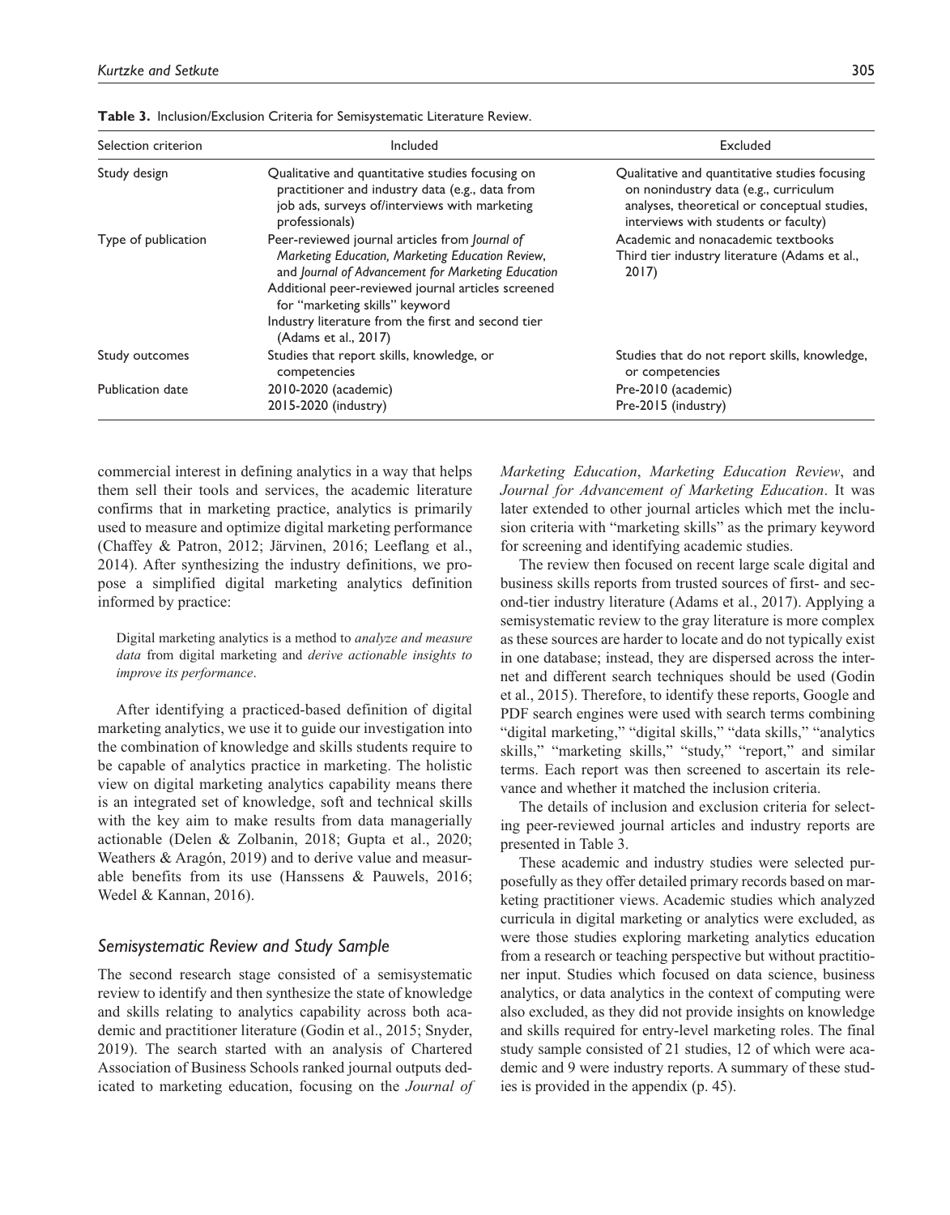**Table 3.** Inclusion/Exclusion Criteria for Semisystematic Literature Review.

| Selection criterion | Included | Excluded |
| --- | --- | --- |
| Study design | Qualitative and quantitative studies focusing on practitioner and industry data (e.g., data from job ads, surveys of/interviews with marketing professionals) | Qualitative and quantitative studies focusing on nonindustry data (e.g., curriculum analyses, theoretical or conceptual studies, interviews with students or faculty) |
| Type of publication | Peer-reviewed journal articles from *Journal of Marketing Education, Marketing Education Review*, and *Journal of Advancement for Marketing Education*<br>Additional peer-reviewed journal articles screened for "marketing skills" keyword<br>Industry literature from the first and second tier (Adams et al., 2017) | Academic and nonacademic textbooks<br>Third tier industry literature (Adams et al., 2017) |
| Study outcomes | Studies that report skills, knowledge, or competencies | Studies that do not report skills, knowledge, or competencies |
| Publication date | 2010-2020 (academic)<br>2015-2020 (industry) | Pre-2010 (academic)<br>Pre-2015 (industry) |

commercial interest in defining analytics in a way that helps them sell their tools and services, the academic literature confirms that in marketing practice, analytics is primarily used to measure and optimize digital marketing performance (Chaffey & Patron, 2012; Järvinen, 2016; Leeflang et al., 2014). After synthesizing the industry definitions, we propose a simplified digital marketing analytics definition informed by practice:

> Digital marketing analytics is a method to *analyze and measure data* from digital marketing and *derive actionable insights to improve its performance*.

After identifying a practiced-based definition of digital marketing analytics, we use it to guide our investigation into the combination of knowledge and skills students require to be capable of analytics practice in marketing. The holistic view on digital marketing analytics capability means there is an integrated set of knowledge, soft and technical skills with the key aim to make results from data managerially actionable (Delen & Zolbanin, 2018; Gupta et al., 2020; Weathers & Aragón, 2019) and to derive value and measurable benefits from its use (Hanssens & Pauwels, 2016; Wedel & Kannan, 2016).

### *Semisystematic Review and Study Sample*

The second research stage consisted of a semisystematic review to identify and then synthesize the state of knowledge and skills relating to analytics capability across both academic and practitioner literature (Godin et al., 2015; Snyder, 2019). The search started with an analysis of Chartered Association of Business Schools ranked journal outputs dedicated to marketing education, focusing on the *Journal of Marketing Education*, *Marketing Education Review*, and *Journal for Advancement of Marketing Education*. It was later extended to other journal articles which met the inclusion criteria with "marketing skills" as the primary keyword for screening and identifying academic studies.

The review then focused on recent large scale digital and business skills reports from trusted sources of first- and second-tier industry literature (Adams et al., 2017). Applying a semisystematic review to the gray literature is more complex as these sources are harder to locate and do not typically exist in one database; instead, they are dispersed across the internet and different search techniques should be used (Godin et al., 2015). Therefore, to identify these reports, Google and PDF search engines were used with search terms combining "digital marketing," "digital skills," "data skills," "analytics skills," "marketing skills," "study," "report," and similar terms. Each report was then screened to ascertain its relevance and whether it matched the inclusion criteria.

The details of inclusion and exclusion criteria for selecting peer-reviewed journal articles and industry reports are presented in Table 3.

These academic and industry studies were selected purposefully as they offer detailed primary records based on marketing practitioner views. Academic studies which analyzed curricula in digital marketing or analytics were excluded, as were those studies exploring marketing analytics education from a research or teaching perspective but without practitioner input. Studies which focused on data science, business analytics, or data analytics in the context of computing were also excluded, as they did not provide insights on knowledge and skills required for entry-level marketing roles. The final study sample consisted of 21 studies, 12 of which were academic and 9 were industry reports. A summary of these studies is provided in the appendix (p. 45).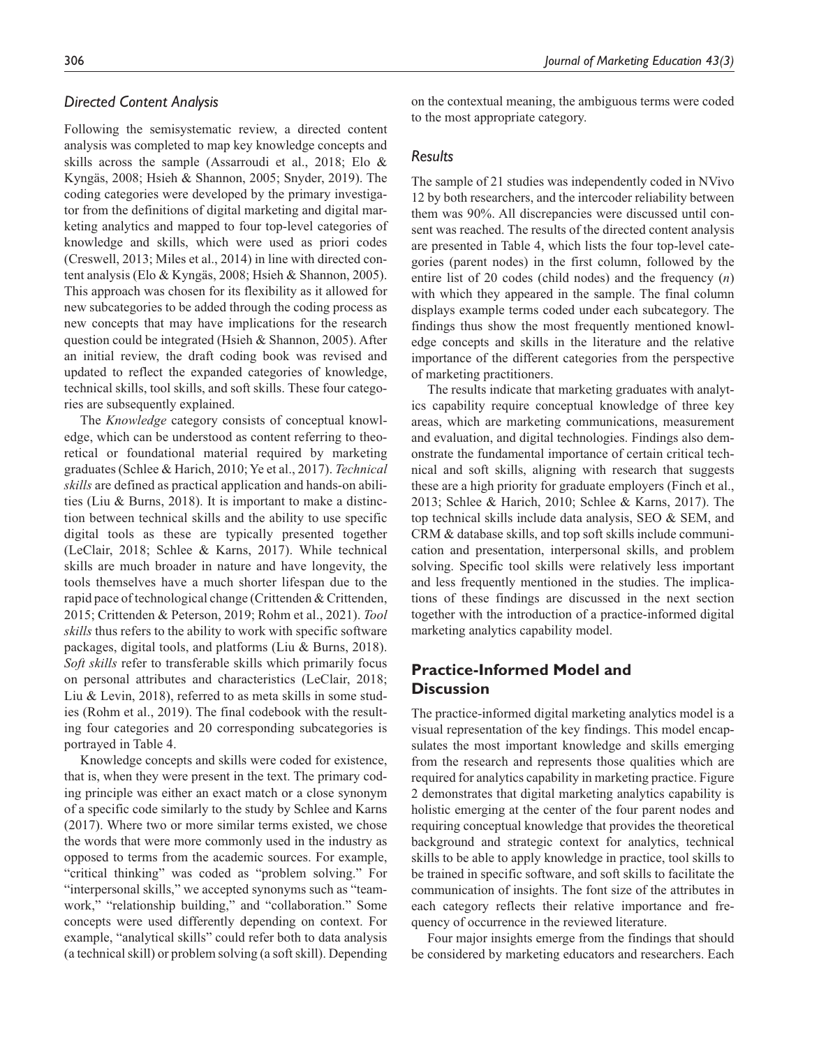### *Directed Content Analysis*

Following the semisystematic review, a directed content analysis was completed to map key knowledge concepts and skills across the sample (Assarroudi et al., 2018; Elo & Kyngäs, 2008; Hsieh & Shannon, 2005; Snyder, 2019). The coding categories were developed by the primary investigator from the definitions of digital marketing and digital marketing analytics and mapped to four top-level categories of knowledge and skills, which were used as priori codes (Creswell, 2013; Miles et al., 2014) in line with directed content analysis (Elo & Kyngäs, 2008; Hsieh & Shannon, 2005). This approach was chosen for its flexibility as it allowed for new subcategories to be added through the coding process as new concepts that may have implications for the research question could be integrated (Hsieh & Shannon, 2005). After an initial review, the draft coding book was revised and updated to reflect the expanded categories of knowledge, technical skills, tool skills, and soft skills. These four categories are subsequently explained.

The *Knowledge* category consists of conceptual knowledge, which can be understood as content referring to theoretical or foundational material required by marketing graduates (Schlee & Harich, 2010; Ye et al., 2017). *Technical skills* are defined as practical application and hands-on abilities (Liu & Burns, 2018). It is important to make a distinction between technical skills and the ability to use specific digital tools as these are typically presented together (LeClair, 2018; Schlee & Karns, 2017). While technical skills are much broader in nature and have longevity, the tools themselves have a much shorter lifespan due to the rapid pace of technological change (Crittenden & Crittenden, 2015; Crittenden & Peterson, 2019; Rohm et al., 2021). *Tool skills* thus refers to the ability to work with specific software packages, digital tools, and platforms (Liu & Burns, 2018). *Soft skills* refer to transferable skills which primarily focus on personal attributes and characteristics (LeClair, 2018; Liu & Levin, 2018), referred to as meta skills in some studies (Rohm et al., 2019). The final codebook with the resulting four categories and 20 corresponding subcategories is portrayed in Table 4.

Knowledge concepts and skills were coded for existence, that is, when they were present in the text. The primary coding principle was either an exact match or a close synonym of a specific code similarly to the study by Schlee and Karns (2017). Where two or more similar terms existed, we chose the words that were more commonly used in the industry as opposed to terms from the academic sources. For example, "critical thinking" was coded as "problem solving." For "interpersonal skills," we accepted synonyms such as "teamwork," "relationship building," and "collaboration." Some concepts were used differently depending on context. For example, "analytical skills" could refer both to data analysis (a technical skill) or problem solving (a soft skill). Depending on the contextual meaning, the ambiguous terms were coded to the most appropriate category.

### *Results*

The sample of 21 studies was independently coded in NVivo 12 by both researchers, and the intercoder reliability between them was 90%. All discrepancies were discussed until consent was reached. The results of the directed content analysis are presented in Table 4, which lists the four top-level categories (parent nodes) in the first column, followed by the entire list of 20 codes (child nodes) and the frequency ($n$) with which they appeared in the sample. The final column displays example terms coded under each subcategory. The findings thus show the most frequently mentioned knowledge concepts and skills in the literature and the relative importance of the different categories from the perspective of marketing practitioners.

The results indicate that marketing graduates with analytics capability require conceptual knowledge of three key areas, which are marketing communications, measurement and evaluation, and digital technologies. Findings also demonstrate the fundamental importance of certain critical technical and soft skills, aligning with research that suggests these are a high priority for graduate employers (Finch et al., 2013; Schlee & Harich, 2010; Schlee & Karns, 2017). The top technical skills include data analysis, SEO & SEM, and CRM & database skills, and top soft skills include communication and presentation, interpersonal skills, and problem solving. Specific tool skills were relatively less important and less frequently mentioned in the studies. The implications of these findings are discussed in the next section together with the introduction of a practice-informed digital marketing analytics capability model.

## Practice-Informed Model and Discussion

The practice-informed digital marketing analytics model is a visual representation of the key findings. This model encapsulates the most important knowledge and skills emerging from the research and represents those qualities which are required for analytics capability in marketing practice. Figure 2 demonstrates that digital marketing analytics capability is holistic emerging at the center of the four parent nodes and requiring conceptual knowledge that provides the theoretical background and strategic context for analytics, technical skills to be able to apply knowledge in practice, tool skills to be trained in specific software, and soft skills to facilitate the communication of insights. The font size of the attributes in each category reflects their relative importance and frequency of occurrence in the reviewed literature.

Four major insights emerge from the findings that should be considered by marketing educators and researchers. Each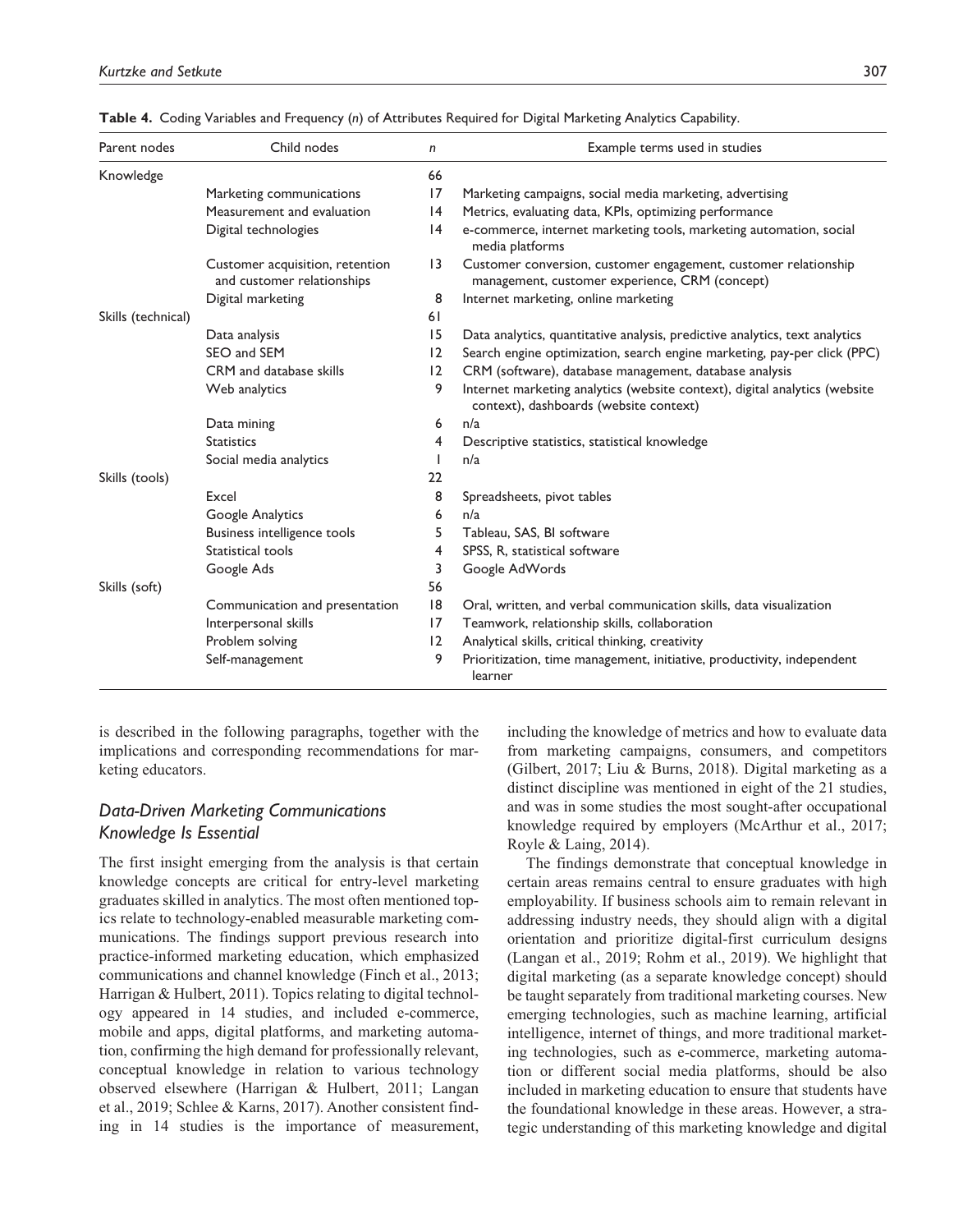**Table 4.** Coding Variables and Frequency (*n*) of Attributes Required for Digital Marketing Analytics Capability.

| Parent nodes | Child nodes | *n* | Example terms used in studies |
|---|---|---|---|
| Knowledge | | 66 | |
| | Marketing communications | 17 | Marketing campaigns, social media marketing, advertising |
| | Measurement and evaluation | 14 | Metrics, evaluating data, KPIs, optimizing performance |
| | Digital technologies | 14 | e-commerce, internet marketing tools, marketing automation, social media platforms |
| | Customer acquisition, retention and customer relationships | 13 | Customer conversion, customer engagement, customer relationship management, customer experience, CRM (concept) |
| | Digital marketing | 8 | Internet marketing, online marketing |
| Skills (technical) | | 61 | |
| | Data analysis | 15 | Data analytics, quantitative analysis, predictive analytics, text analytics |
| | SEO and SEM | 12 | Search engine optimization, search engine marketing, pay-per click (PPC) |
| | CRM and database skills | 12 | CRM (software), database management, database analysis |
| | Web analytics | 9 | Internet marketing analytics (website context), digital analytics (website context), dashboards (website context) |
| | Data mining | 6 | n/a |
| | Statistics | 4 | Descriptive statistics, statistical knowledge |
| | Social media analytics | 1 | n/a |
| Skills (tools) | | 22 | |
| | Excel | 8 | Spreadsheets, pivot tables |
| | Google Analytics | 6 | n/a |
| | Business intelligence tools | 5 | Tableau, SAS, BI software |
| | Statistical tools | 4 | SPSS, R, statistical software |
| | Google Ads | 3 | Google AdWords |
| Skills (soft) | | 56 | |
| | Communication and presentation | 18 | Oral, written, and verbal communication skills, data visualization |
| | Interpersonal skills | 17 | Teamwork, relationship skills, collaboration |
| | Problem solving | 12 | Analytical skills, critical thinking, creativity |
| | Self-management | 9 | Prioritization, time management, initiative, productivity, independent learner |

is described in the following paragraphs, together with the implications and corresponding recommendations for marketing educators.

### *Data-Driven Marketing Communications Knowledge Is Essential*

The first insight emerging from the analysis is that certain knowledge concepts are critical for entry-level marketing graduates skilled in analytics. The most often mentioned topics relate to technology-enabled measurable marketing communications. The findings support previous research into practice-informed marketing education, which emphasized communications and channel knowledge (Finch et al., 2013; Harrigan & Hulbert, 2011). Topics relating to digital technology appeared in 14 studies, and included e-commerce, mobile and apps, digital platforms, and marketing automation, confirming the high demand for professionally relevant, conceptual knowledge in relation to various technology observed elsewhere (Harrigan & Hulbert, 2011; Langan et al., 2019; Schlee & Karns, 2017). Another consistent finding in 14 studies is the importance of measurement, including the knowledge of metrics and how to evaluate data from marketing campaigns, consumers, and competitors (Gilbert, 2017; Liu & Burns, 2018). Digital marketing as a distinct discipline was mentioned in eight of the 21 studies, and was in some studies the most sought-after occupational knowledge required by employers (McArthur et al., 2017; Royle & Laing, 2014).

The findings demonstrate that conceptual knowledge in certain areas remains central to ensure graduates with high employability. If business schools aim to remain relevant in addressing industry needs, they should align with a digital orientation and prioritize digital-first curriculum designs (Langan et al., 2019; Rohm et al., 2019). We highlight that digital marketing (as a separate knowledge concept) should be taught separately from traditional marketing courses. New emerging technologies, such as machine learning, artificial intelligence, internet of things, and more traditional marketing technologies, such as e-commerce, marketing automation or different social media platforms, should be also included in marketing education to ensure that students have the foundational knowledge in these areas. However, a strategic understanding of this marketing knowledge and digital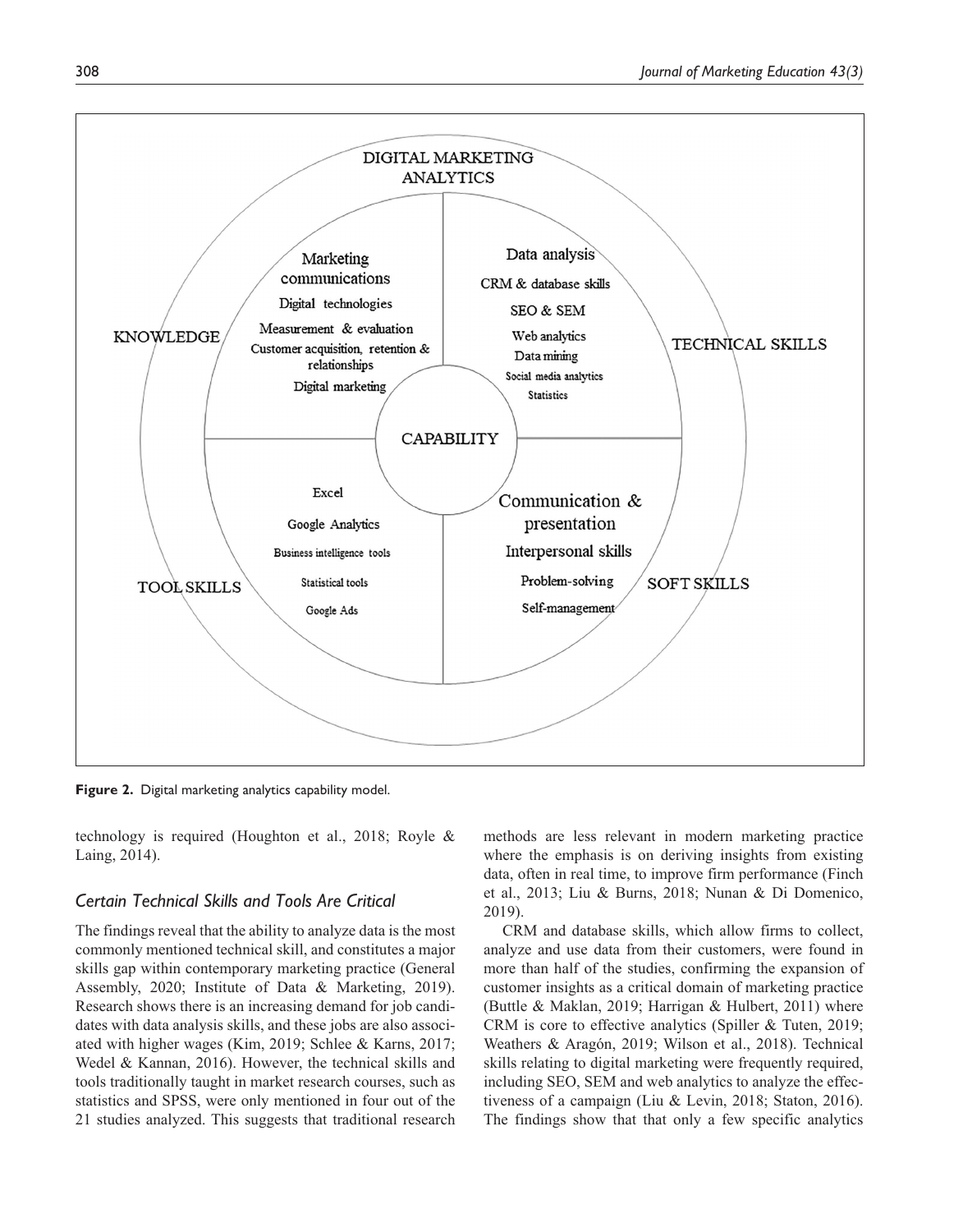**Figure 2.** Digital marketing analytics capability model.

technology is required (Houghton et al., 2018; Royle & Laing, 2014).

### *Certain Technical Skills and Tools Are Critical*

The findings reveal that the ability to analyze data is the most commonly mentioned technical skill, and constitutes a major skills gap within contemporary marketing practice (General Assembly, 2020; Institute of Data & Marketing, 2019). Research shows there is an increasing demand for job candidates with data analysis skills, and these jobs are also associated with higher wages (Kim, 2019; Schlee & Karns, 2017; Wedel & Kannan, 2016). However, the technical skills and tools traditionally taught in market research courses, such as statistics and SPSS, were only mentioned in four out of the 21 studies analyzed. This suggests that traditional research methods are less relevant in modern marketing practice where the emphasis is on deriving insights from existing data, often in real time, to improve firm performance (Finch et al., 2013; Liu & Burns, 2018; Nunan & Di Domenico, 2019).

CRM and database skills, which allow firms to collect, analyze and use data from their customers, were found in more than half of the studies, confirming the expansion of customer insights as a critical domain of marketing practice (Buttle & Maklan, 2019; Harrigan & Hulbert, 2011) where CRM is core to effective analytics (Spiller & Tuten, 2019; Weathers & Aragón, 2019; Wilson et al., 2018). Technical skills relating to digital marketing were frequently required, including SEO, SEM and web analytics to analyze the effectiveness of a campaign (Liu & Levin, 2018; Staton, 2016). The findings show that that only a few specific analytics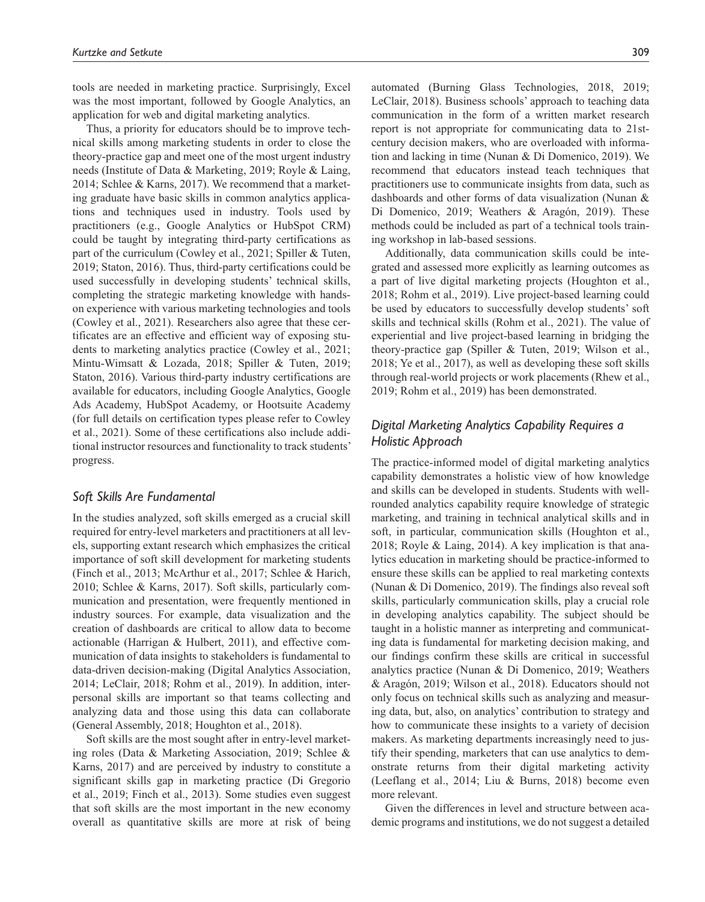tools are needed in marketing practice. Surprisingly, Excel was the most important, followed by Google Analytics, an application for web and digital marketing analytics.

Thus, a priority for educators should be to improve technical skills among marketing students in order to close the theory-practice gap and meet one of the most urgent industry needs (Institute of Data & Marketing, 2019; Royle & Laing, 2014; Schlee & Karns, 2017). We recommend that a marketing graduate have basic skills in common analytics applications and techniques used in industry. Tools used by practitioners (e.g., Google Analytics or HubSpot CRM) could be taught by integrating third-party certifications as part of the curriculum (Cowley et al., 2021; Spiller & Tuten, 2019; Staton, 2016). Thus, third-party certifications could be used successfully in developing students' technical skills, completing the strategic marketing knowledge with hands-on experience with various marketing technologies and tools (Cowley et al., 2021). Researchers also agree that these certificates are an effective and efficient way of exposing students to marketing analytics practice (Cowley et al., 2021; Mintu-Wimsatt & Lozada, 2018; Spiller & Tuten, 2019; Staton, 2016). Various third-party industry certifications are available for educators, including Google Analytics, Google Ads Academy, HubSpot Academy, or Hootsuite Academy (for full details on certification types please refer to Cowley et al., 2021). Some of these certifications also include additional instructor resources and functionality to track students' progress.

### *Soft Skills Are Fundamental*

In the studies analyzed, soft skills emerged as a crucial skill required for entry-level marketers and practitioners at all levels, supporting extant research which emphasizes the critical importance of soft skill development for marketing students (Finch et al., 2013; McArthur et al., 2017; Schlee & Harich, 2010; Schlee & Karns, 2017). Soft skills, particularly communication and presentation, were frequently mentioned in industry sources. For example, data visualization and the creation of dashboards are critical to allow data to become actionable (Harrigan & Hulbert, 2011), and effective communication of data insights to stakeholders is fundamental to data-driven decision-making (Digital Analytics Association, 2014; LeClair, 2018; Rohm et al., 2019). In addition, interpersonal skills are important so that teams collecting and analyzing data and those using this data can collaborate (General Assembly, 2018; Houghton et al., 2018).

Soft skills are the most sought after in entry-level marketing roles (Data & Marketing Association, 2019; Schlee & Karns, 2017) and are perceived by industry to constitute a significant skills gap in marketing practice (Di Gregorio et al., 2019; Finch et al., 2013). Some studies even suggest that soft skills are the most important in the new economy overall as quantitative skills are more at risk of being automated (Burning Glass Technologies, 2018, 2019; LeClair, 2018). Business schools' approach to teaching data communication in the form of a written market research report is not appropriate for communicating data to 21st-century decision makers, who are overloaded with information and lacking in time (Nunan & Di Domenico, 2019). We recommend that educators instead teach techniques that practitioners use to communicate insights from data, such as dashboards and other forms of data visualization (Nunan & Di Domenico, 2019; Weathers & Aragón, 2019). These methods could be included as part of a technical tools training workshop in lab-based sessions.

Additionally, data communication skills could be integrated and assessed more explicitly as learning outcomes as a part of live digital marketing projects (Houghton et al., 2018; Rohm et al., 2019). Live project-based learning could be used by educators to successfully develop students' soft skills and technical skills (Rohm et al., 2021). The value of experiential and live project-based learning in bridging the theory-practice gap (Spiller & Tuten, 2019; Wilson et al., 2018; Ye et al., 2017), as well as developing these soft skills through real-world projects or work placements (Rhew et al., 2019; Rohm et al., 2019) has been demonstrated.

### *Digital Marketing Analytics Capability Requires a Holistic Approach*

The practice-informed model of digital marketing analytics capability demonstrates a holistic view of how knowledge and skills can be developed in students. Students with well-rounded analytics capability require knowledge of strategic marketing, and training in technical analytical skills and in soft, in particular, communication skills (Houghton et al., 2018; Royle & Laing, 2014). A key implication is that analytics education in marketing should be practice-informed to ensure these skills can be applied to real marketing contexts (Nunan & Di Domenico, 2019). The findings also reveal soft skills, particularly communication skills, play a crucial role in developing analytics capability. The subject should be taught in a holistic manner as interpreting and communicating data is fundamental for marketing decision making, and our findings confirm these skills are critical in successful analytics practice (Nunan & Di Domenico, 2019; Weathers & Aragón, 2019; Wilson et al., 2018). Educators should not only focus on technical skills such as analyzing and measuring data, but, also, on analytics' contribution to strategy and how to communicate these insights to a variety of decision makers. As marketing departments increasingly need to justify their spending, marketers that can use analytics to demonstrate returns from their digital marketing activity (Leeflang et al., 2014; Liu & Burns, 2018) become even more relevant.

Given the differences in level and structure between academic programs and institutions, we do not suggest a detailed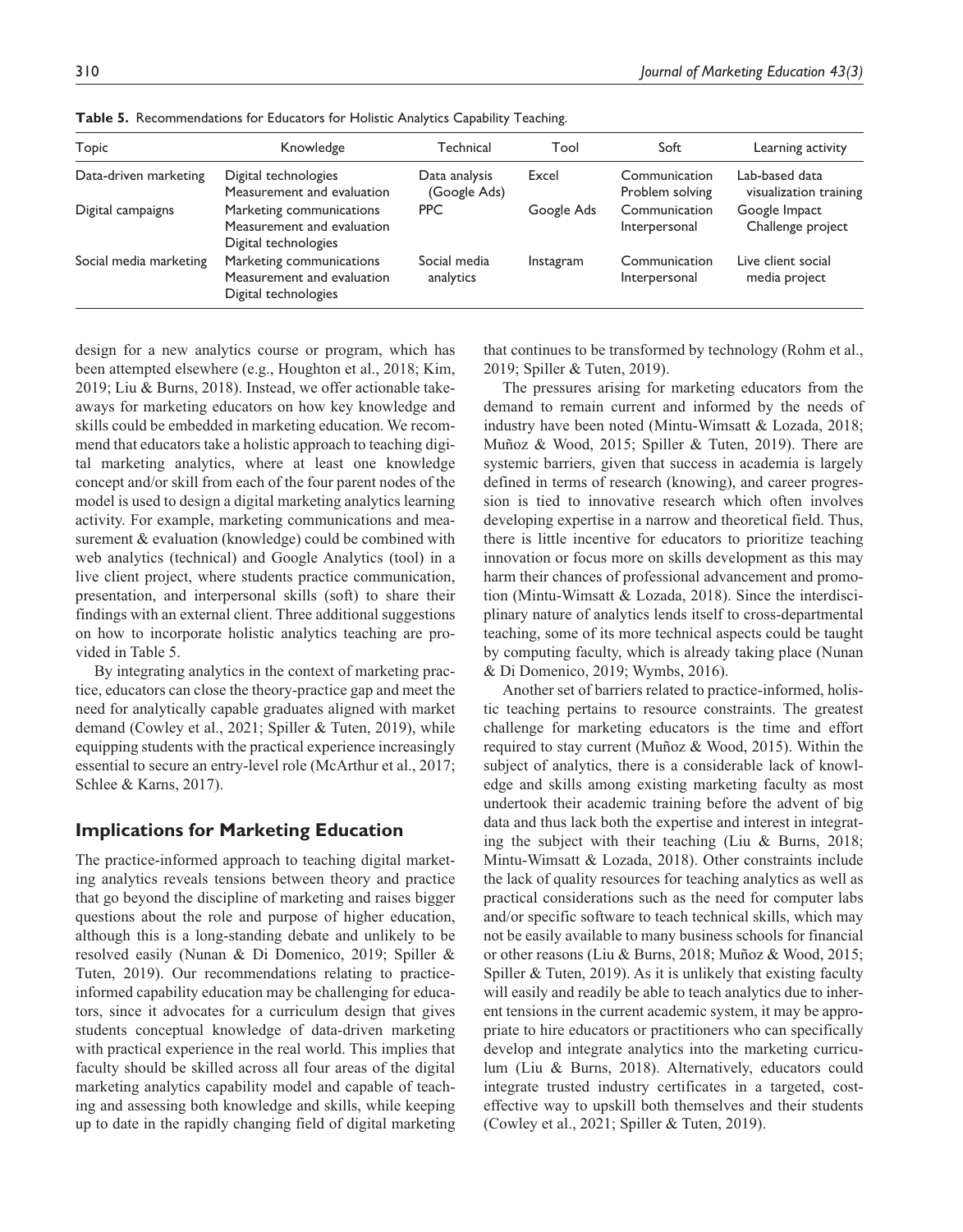**Table 5.** Recommendations for Educators for Holistic Analytics Capability Teaching.

| Topic | Knowledge | Technical | Tool | Soft | Learning activity |
|---|---|---|---|---|---|
| Data-driven marketing | Digital technologies<br>Measurement and evaluation | Data analysis (Google Ads) | Excel | Communication<br>Problem solving | Lab-based data visualization training |
| Digital campaigns | Marketing communications<br>Measurement and evaluation<br>Digital technologies | PPC | Google Ads | Communication<br>Interpersonal | Google Impact Challenge project |
| Social media marketing | Marketing communications<br>Measurement and evaluation<br>Digital technologies | Social media analytics | Instagram | Communication<br>Interpersonal | Live client social media project |

design for a new analytics course or program, which has been attempted elsewhere (e.g., Houghton et al., 2018; Kim, 2019; Liu & Burns, 2018). Instead, we offer actionable takeaways for marketing educators on how key knowledge and skills could be embedded in marketing education. We recommend that educators take a holistic approach to teaching digital marketing analytics, where at least one knowledge concept and/or skill from each of the four parent nodes of the model is used to design a digital marketing analytics learning activity. For example, marketing communications and measurement & evaluation (knowledge) could be combined with web analytics (technical) and Google Analytics (tool) in a live client project, where students practice communication, presentation, and interpersonal skills (soft) to share their findings with an external client. Three additional suggestions on how to incorporate holistic analytics teaching are provided in Table 5.

By integrating analytics in the context of marketing practice, educators can close the theory-practice gap and meet the need for analytically capable graduates aligned with market demand (Cowley et al., 2021; Spiller & Tuten, 2019), while equipping students with the practical experience increasingly essential to secure an entry-level role (McArthur et al., 2017; Schlee & Karns, 2017).

## Implications for Marketing Education

The practice-informed approach to teaching digital marketing analytics reveals tensions between theory and practice that go beyond the discipline of marketing and raises bigger questions about the role and purpose of higher education, although this is a long-standing debate and unlikely to be resolved easily (Nunan & Di Domenico, 2019; Spiller & Tuten, 2019). Our recommendations relating to practice-informed capability education may be challenging for educators, since it advocates for a curriculum design that gives students conceptual knowledge of data-driven marketing with practical experience in the real world. This implies that faculty should be skilled across all four areas of the digital marketing analytics capability model and capable of teaching and assessing both knowledge and skills, while keeping up to date in the rapidly changing field of digital marketing that continues to be transformed by technology (Rohm et al., 2019; Spiller & Tuten, 2019).

The pressures arising for marketing educators from the demand to remain current and informed by the needs of industry have been noted (Mintu-Wimsatt & Lozada, 2018; Muñoz & Wood, 2015; Spiller & Tuten, 2019). There are systemic barriers, given that success in academia is largely defined in terms of research (knowing), and career progression is tied to innovative research which often involves developing expertise in a narrow and theoretical field. Thus, there is little incentive for educators to prioritize teaching innovation or focus more on skills development as this may harm their chances of professional advancement and promotion (Mintu-Wimsatt & Lozada, 2018). Since the interdisciplinary nature of analytics lends itself to cross-departmental teaching, some of its more technical aspects could be taught by computing faculty, which is already taking place (Nunan & Di Domenico, 2019; Wymbs, 2016).

Another set of barriers related to practice-informed, holistic teaching pertains to resource constraints. The greatest challenge for marketing educators is the time and effort required to stay current (Muñoz & Wood, 2015). Within the subject of analytics, there is a considerable lack of knowledge and skills among existing marketing faculty as most undertook their academic training before the advent of big data and thus lack both the expertise and interest in integrating the subject with their teaching (Liu & Burns, 2018; Mintu-Wimsatt & Lozada, 2018). Other constraints include the lack of quality resources for teaching analytics as well as practical considerations such as the need for computer labs and/or specific software to teach technical skills, which may not be easily available to many business schools for financial or other reasons (Liu & Burns, 2018; Muñoz & Wood, 2015; Spiller & Tuten, 2019). As it is unlikely that existing faculty will easily and readily be able to teach analytics due to inherent tensions in the current academic system, it may be appropriate to hire educators or practitioners who can specifically develop and integrate analytics into the marketing curriculum (Liu & Burns, 2018). Alternatively, educators could integrate trusted industry certificates in a targeted, cost-effective way to upskill both themselves and their students (Cowley et al., 2021; Spiller & Tuten, 2019).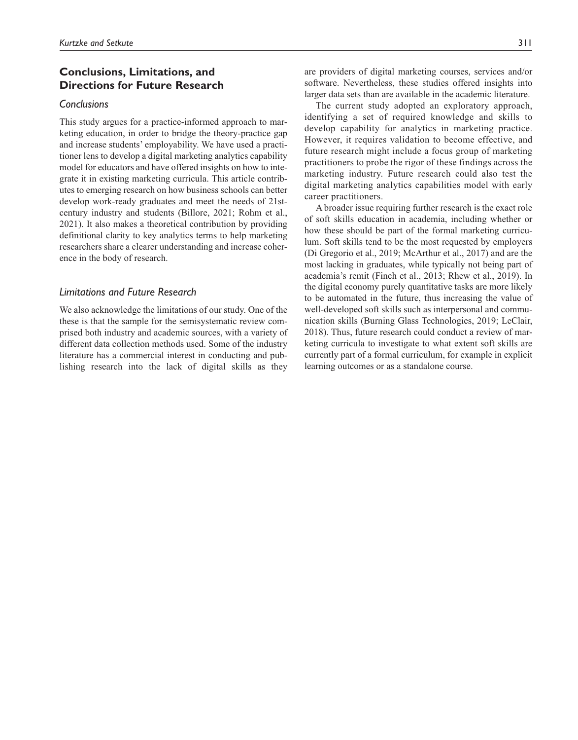## Conclusions, Limitations, and Directions for Future Research

### Conclusions

This study argues for a practice-informed approach to marketing education, in order to bridge the theory-practice gap and increase students' employability. We have used a practitioner lens to develop a digital marketing analytics capability model for educators and have offered insights on how to integrate it in existing marketing curricula. This article contributes to emerging research on how business schools can better develop work-ready graduates and meet the needs of 21st-century industry and students (Billore, 2021; Rohm et al., 2021). It also makes a theoretical contribution by providing definitional clarity to key analytics terms to help marketing researchers share a clearer understanding and increase coherence in the body of research.

### Limitations and Future Research

We also acknowledge the limitations of our study. One of the these is that the sample for the semisystematic review comprised both industry and academic sources, with a variety of different data collection methods used. Some of the industry literature has a commercial interest in conducting and publishing research into the lack of digital skills as they are providers of digital marketing courses, services and/or software. Nevertheless, these studies offered insights into larger data sets than are available in the academic literature.

The current study adopted an exploratory approach, identifying a set of required knowledge and skills to develop capability for analytics in marketing practice. However, it requires validation to become effective, and future research might include a focus group of marketing practitioners to probe the rigor of these findings across the marketing industry. Future research could also test the digital marketing analytics capabilities model with early career practitioners.

A broader issue requiring further research is the exact role of soft skills education in academia, including whether or how these should be part of the formal marketing curriculum. Soft skills tend to be the most requested by employers (Di Gregorio et al., 2019; McArthur et al., 2017) and are the most lacking in graduates, while typically not being part of academia's remit (Finch et al., 2013; Rhew et al., 2019). In the digital economy purely quantitative tasks are more likely to be automated in the future, thus increasing the value of well-developed soft skills such as interpersonal and communication skills (Burning Glass Technologies, 2019; LeClair, 2018). Thus, future research could conduct a review of marketing curricula to investigate to what extent soft skills are currently part of a formal curriculum, for example in explicit learning outcomes or as a standalone course.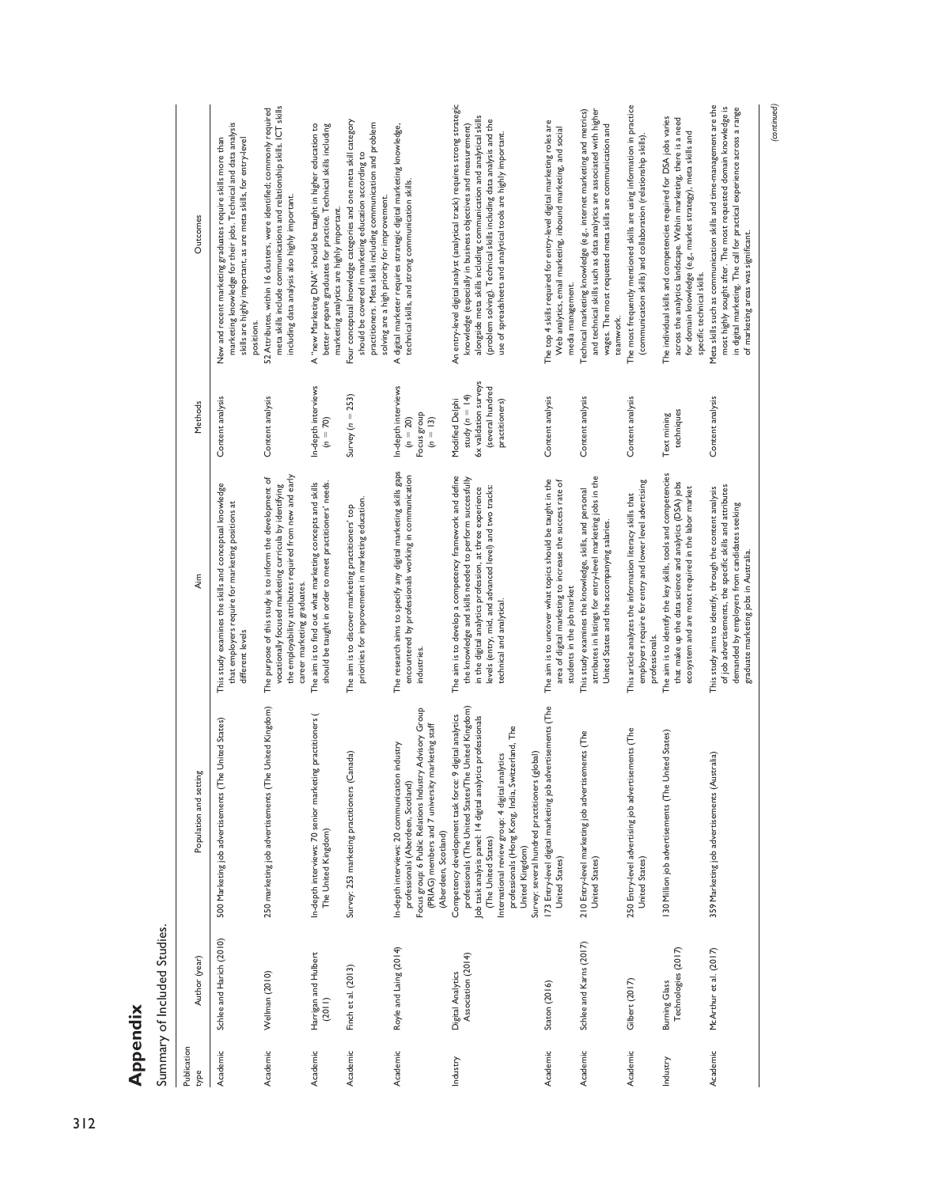## Appendix

Summary of Included Studies.

| Publication type | Author (year) | Population and setting | Aim | Methods | Outcomes |
|---|---|---|---|---|---|
| Academic | Schlee and Harich (2010) | 500 Marketing job advertisements (The United States) | This study examines the skills and conceptual knowledge that employers require for marketing positions at different levels | Content analysis | New and recent marketing graduates require skills more than marketing knowledge for their jobs. Technical and data analysis skills are highly important, as are meta skills, for entry-level positions. |
| Academic | Wellman (2010) | 250 marketing job advertisements (The United Kingdom) | The purpose of this study is to inform the development of vocationally focused marketing curricula by identifying the employability attributes required from new and early career marketing graduates. | Content analysis | 52 Attributes, within 16 clusters, were identified; commonly required meta skills include communications and relationship skills. ICT skills including data analysis also highly important. |
| Academic | Harrigan and Hulbert (2011) | In-depth interviews: 70 senior marketing practitioners ( The United Kingdom) | The aim is to find out what marketing concepts and skills should be taught in higher education to meet practitioners' needs. | In-depth interviews ($n = 70$) | A "new Marketing DNA" should be taught in higher education to better prepare graduates for practice. Technical skills including marketing analytics are highly important. |
| Academic | Finch et al. (2013) | Survey: 253 marketing practitioners (Canada) | The aim is to discover marketing practitioners' top priorities for improvement in marketing education. | Survey ($n = 253$) | Four conceptual knowledge categories and one meta skill category should be covered in marketing education according to practitioners. Meta skills including communication and problem solving are a high priority for improvement. |
| Academic | Royle and Laing (2014) | In-depth interviews: 20 communication industry professionals (Aberdeen, Scotland)<br>Focus group: 6 Public Relations Industry Advisory Group (PRIAG) members and 7 university marketing staff (Aberdeen, Scotland) | The research aims to specify any digital marketing skills gaps encountered by professionals working in communication industries. | In-depth interviews ($n = 20$)<br>Focus group ($n = 13$) | A digital marketer requires strategic digital marketing knowledge, technical skills, and strong communication skills. |
| Industry | Digital Analytics Association (2014) | Competency development task force: 9 digital analytics professionals (The United States/The United Kingdom)<br>Job task analysis panel: 14 digital analytics professionals (The United States)<br>International review group: 4 digital analytics professionals (Hong Kong, India, Switzerland, The United Kingdom)<br>Survey: several hundred practitioners (global) | The aim is to develop a competency framework and define the knowledge and skills needed to perform successfully in the digital analytics profession, at three experience levels (entry, mid, and advanced level) and two tracks: technical and analytical. | Modified Delphi study ($n = 14$)<br>6x validation surveys (several hundred practitioners) | An entry-level digital analyst (analytical track) requires strong strategic knowledge (especially in business objectives and measurement) alongside meta skills including communication and analytical skills (problem solving). Technical skills including data analysis and the use of spreadsheets and analytical tools are highly important. |
| Academic | Staton (2016) | 173 Entry-level digital marketing job advertisements (The United States) | The aim is to uncover what topics should be taught in the area of digital marketing to increase the success rate of students in the job market | Content analysis | The top 4 skills required for entry-level digital marketing roles are Web analytics, email marketing, inbound marketing, and social media management. |
| Academic | Schlee and Karns (2017) | 210 Entry-level marketing job advertisements (The United States) | This study examines the knowledge, skills, and personal attributes in listings for entry-level marketing jobs in the United States and the accompanying salaries. | Content analysis | Technical marketing knowledge (e.g., internet marketing and metrics) and technical skills such as data analytics are associated with higher wages. The most requested meta skills are communication and teamwork. |
| Academic | Gilbert (2017) | 250 Entry-level advertising job advertisements (The United States) | This article analyzes the information literacy skills that employers require for entry and lower level advertising professionals. | Content analysis | The most frequently mentioned skills are using information in practice (communication skills) and collaboration (relationship skills). |
| Industry | Burning Glass Technologies (2017) | 130 Million job advertisements (The United States) | The aim is to identify the key skills, tools and competencies that make up the data science and analytics (DSA) jobs ecosystem and are most required in the labor market | Text mining techniques | The individual skills and competencies required for DSA jobs varies across the analytics landscape. Within marketing, there is a need for domain knowledge (e.g., market strategy), meta skills and specific technical skills. |
| Academic | McArthur et al. (2017) | 359 Marketing job advertisements (Australia) | This study aims to identify, through the content analysis of job advertisements, the specific skills and attributes demanded by employers from candidates seeking graduate marketing jobs in Australia. | Content analysis | Meta skills such as communication skills and time-management are the most highly sought after. The most requested domain knowledge is in digital marketing. The call for practical experience across a range of marketing areas was significant. |

(continued)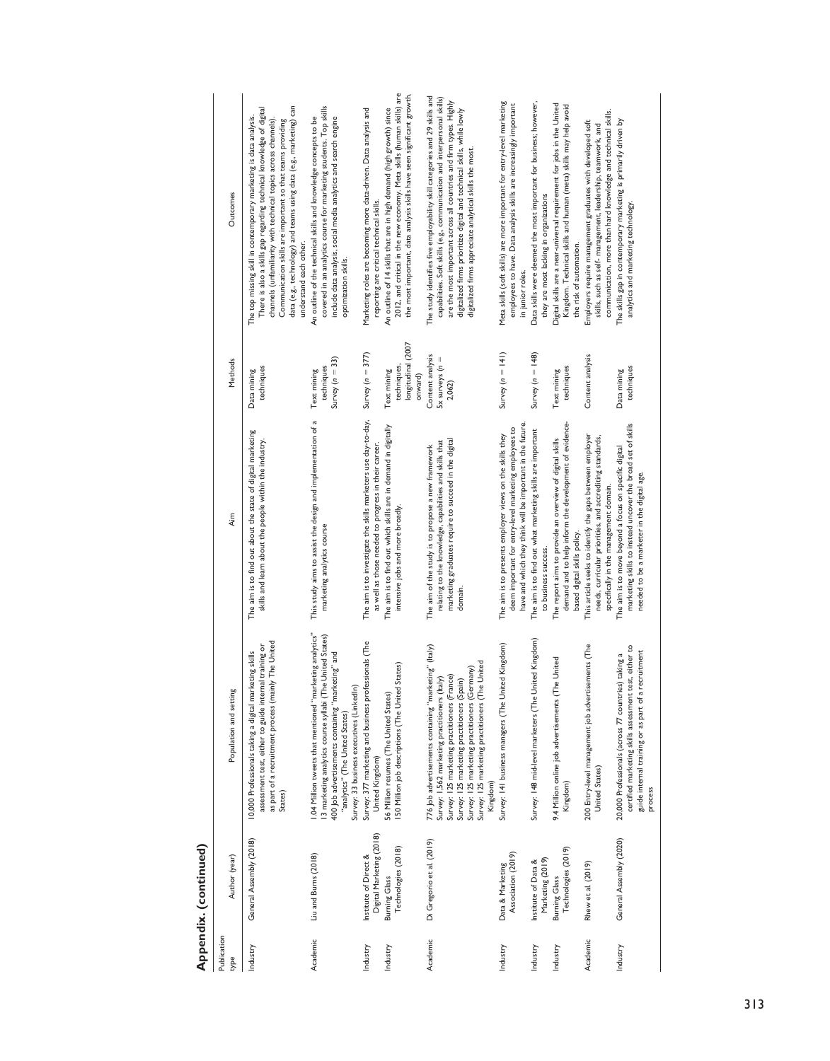## Appendix. (continued)

| Publication type | Author (year) | Population and setting | Aim | Methods | Outcomes |
|---|---|---|---|---|---|
| Industry | General Assembly (2018) | 10,000 Professionals taking a digital marketing skills assessment test, either to guide internal training or as part of a recruitment process (mainly The United States) | The aim is to find out about the state of digital marketing skills and learn about the people within the industry. | Data mining techniques | The top missing skill in contemporary marketing is data analysis. There is also a skills gap regarding technical knowledge of digital channels (unfamiliarity with technical topics across channels). Communication skills are important so that teams providing data (e.g., technology) and teams using data (e.g., marketing) can understand each other. |
| Academic | Liu and Burns (2018) | 1.04 Million tweets that mentioned "marketing analytics" 13 marketing analytics course syllabi (The United States) 400 Job advertisements containing "marketing" and "analytics" (The United States) Survey: 33 business executives (LinkedIn) | This study aims to assist the design and implementation of a marketing analytics course | Text mining techniques Survey (n = 33) | An outline of the technical skills and knowledge concepts to be covered in an analytics course for marketing students. Top skills include data analysis, social media analytics and search engine optimization skills. |
| Industry | Institute of Direct & Digital Marketing (2018) | Survey: 377 marketing and business professionals (The United Kingdom) | The aim is to investigate the skills marketers use day-to-day, as well as those needed to progress in their career. | Survey (n = 377) | Marketing roles are becoming more data-driven. Data analysis and reporting are critical technical skills. |
| Industry | Burning Glass Technologies (2018) | 56 Million resumes (The United States) 150 Million job descriptions (The United States) | The aim is to find out which skills are in demand in digitally intensive jobs and more broadly. | Text mining techniques, longitudinal (2007 onward) | An outline of 14 skills that are in high demand (high growth) since 2012, and critical in the new economy. Meta skills (human skills) are the most important, data analysis skills have seen significant growth. |
| Academic | Di Gregorio et al. (2019) | 776 Job advertisements containing "marketing" (Italy) Survey: 1,562 marketing practitioners (Italy) Survey: 125 marketing practitioners (France) Survey: 125 marketing practitioners (Spain) Survey: 125 marketing practitioners (Germany) Survey: 125 marketing practitioners (The United Kingdom) | The aim of the study is to propose a new framework relating to the knowledge, capabilities and skills that marketing graduates require to succeed in the digital domain. | Content analysis 5x surveys (n = 2,062) | The study identifies five employability skill categories and 29 skills and capabilities. Soft skills (e.g., communication and interpersonal skills) are the most important across all countries and firm types. Highly digitalized firms prioritize digital and technical skills, while lowly digitalized firms appreciate analytical skills the most. |
| Industry | Data & Marketing Association (2019) | Survey: 141 business managers (The United Kingdom) | The aim is to presents employer views on the skills they deem important for entry-level marketing employees to have and which they think will be important in the future. | Survey (n = 141) | Meta skills (soft skills) are more important for entry-level marketing employees to have. Data analysis skills are increasingly important in junior roles. |
| Industry | Institute of Data & Marketing (2019) | Survey: 148 mid-level marketers (The United Kingdom) | The aim is to find out what marketing skills are important to business success. | Survey (n = 148) | Data skills were deemed the most important for business; however, they are most lacking in organizations |
| Industry | Burning Glass Technologies (2019) | 9.4 Million online job advertisements (The United Kingdom) | The report aims to provide an overview of digital skills demand and to help inform the development of evidence-based digital skills policy. | Text mining techniques | Digital skills are a near-universal requirement for jobs in the United Kingdom. Technical skills and human (meta) skills may help avoid the risk of automation. |
| Academic | Rhew et al. (2019) | 200 Entry-level management job advertisements (The United States) | This article seeks to identify the gaps between employer needs, curricular priorities, and accrediting standards, specifically in the management domain. | Content analysis | Employers require management graduates with developed soft skills, such as self- management, leadership, teamwork, and communication, more than hard knowledge and technical skills. |
| Industry | General Assembly (2020) | 20,000 Professionals (across 77 countries) taking a certified marketing skills assessment test, either to guide internal training or as part of a recruitment process | The aim is to move beyond a focus on specific digital marketing skills to instead uncover the broad set of skills needed to be a marketer in the digital age. | Data mining techniques | The skills gap in contemporary marketing is primarily driven by analytics and marketing technology. |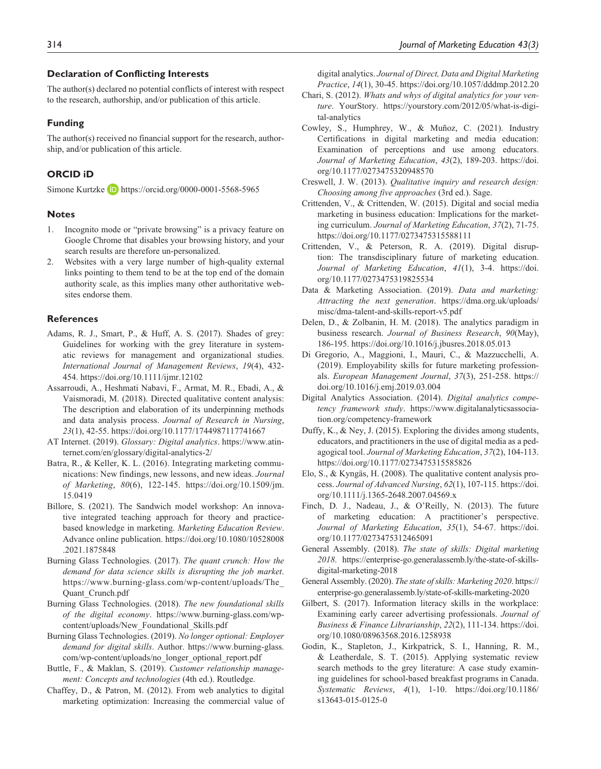## Declaration of Conflicting Interests

The author(s) declared no potential conflicts of interest with respect to the research, authorship, and/or publication of this article.

## Funding

The author(s) received no financial support for the research, authorship, and/or publication of this article.

## ORCID iD

Simone Kurtzke https://orcid.org/0000-0001-5568-5965

## Notes

1. Incognito mode or "private browsing" is a privacy feature on Google Chrome that disables your browsing history, and your search results are therefore un-personalized.
2. Websites with a very large number of high-quality external links pointing to them tend to be at the top end of the domain authority scale, as this implies many other authoritative websites endorse them.

## References

Adams, R. J., Smart, P., & Huff, A. S. (2017). Shades of grey: Guidelines for working with the grey literature in systematic reviews for management and organizational studies. *International Journal of Management Reviews*, *19*(4), 432-454. https://doi.org/10.1111/ijmr.12102

Assarroudi, A., Heshmati Nabavi, F., Armat, M. R., Ebadi, A., & Vaismoradi, M. (2018). Directed qualitative content analysis: The description and elaboration of its underpinning methods and data analysis process. *Journal of Research in Nursing*, *23*(1), 42-55. https://doi.org/10.1177/1744987117741667

AT Internet. (2019). *Glossary: Digital analytics*. https://www.atinternet.com/en/glossary/digital-analytics-2/

Batra, R., & Keller, K. L. (2016). Integrating marketing communications: New findings, new lessons, and new ideas. *Journal of Marketing*, *80*(6), 122-145. https://doi.org/10.1509/jm.15.0419

Billore, S. (2021). The Sandwich model workshop: An innovative integrated teaching approach for theory and practice-based knowledge in marketing. *Marketing Education Review*. Advance online publication. https://doi.org/10.1080/10528008.2021.1875848

Burning Glass Technologies. (2017). *The quant crunch: How the demand for data science skills is disrupting the job market*. https://www.burning-glass.com/wp-content/uploads/The_Quant_Crunch.pdf

Burning Glass Technologies. (2018). *The new foundational skills of the digital economy*. https://www.burning-glass.com/wp-content/uploads/New_Foundational_Skills.pdf

Burning Glass Technologies. (2019). *No longer optional: Employer demand for digital skills*. Author. https://www.burning-glass.com/wp-content/uploads/no_longer_optional_report.pdf

Buttle, F., & Maklan, S. (2019). *Customer relationship management: Concepts and technologies* (4th ed.). Routledge.

Chaffey, D., & Patron, M. (2012). From web analytics to digital marketing optimization: Increasing the commercial value of digital analytics. *Journal of Direct, Data and Digital Marketing Practice*, *14*(1), 30-45. https://doi.org/10.1057/dddmp.2012.20

Chari, S. (2012). *Whats and whys of digital analytics for your venture*. YourStory. https://yourstory.com/2012/05/what-is-digital-analytics

Cowley, S., Humphrey, W., & Muñoz, C. (2021). Industry Certifications in digital marketing and media education: Examination of perceptions and use among educators. *Journal of Marketing Education*, *43*(2), 189-203. https://doi.org/10.1177/0273475320948570

Creswell, J. W. (2013). *Qualitative inquiry and research design: Choosing among five approaches* (3rd ed.). Sage.

Crittenden, V., & Crittenden, W. (2015). Digital and social media marketing in business education: Implications for the marketing curriculum. *Journal of Marketing Education*, *37*(2), 71-75. https://doi.org/10.1177/0273475315588111

Crittenden, V., & Peterson, R. A. (2019). Digital disruption: The transdisciplinary future of marketing education. *Journal of Marketing Education*, *41*(1), 3-4. https://doi.org/10.1177/0273475319825534

Data & Marketing Association. (2019). *Data and marketing: Attracting the next generation*. https://dma.org.uk/uploads/misc/dma-talent-and-skills-report-v5.pdf

Delen, D., & Zolbanin, H. M. (2018). The analytics paradigm in business research. *Journal of Business Research*, *90*(May), 186-195. https://doi.org/10.1016/j.jbusres.2018.05.013

Di Gregorio, A., Maggioni, I., Mauri, C., & Mazzucchelli, A. (2019). Employability skills for future marketing professionals. *European Management Journal*, *37*(3), 251-258. https://doi.org/10.1016/j.emj.2019.03.004

Digital Analytics Association. (2014). *Digital analytics competency framework study*. https://www.digitalanalyticsassociation.org/competency-framework

Duffy, K., & Ney, J. (2015). Exploring the divides among students, educators, and practitioners in the use of digital media as a pedagogical tool. *Journal of Marketing Education*, *37*(2), 104-113. https://doi.org/10.1177/0273475315585826

Elo, S., & Kyngäs, H. (2008). The qualitative content analysis process. *Journal of Advanced Nursing*, *62*(1), 107-115. https://doi.org/10.1111/j.1365-2648.2007.04569.x

Finch, D. J., Nadeau, J., & O'Reilly, N. (2013). The future of marketing education: A practitioner's perspective. *Journal of Marketing Education*, *35*(1), 54-67. https://doi.org/10.1177/0273475312465091

General Assembly. (2018). *The state of skills: Digital marketing 2018*. https://enterprise-go.generalassemb.ly/the-state-of-skills-digital-marketing-2018

General Assembly. (2020). *The state of skills: Marketing 2020*. https://enterprise-go.generalassemb.ly/state-of-skills-marketing-2020

Gilbert, S. (2017). Information literacy skills in the workplace: Examining early career advertising professionals. *Journal of Business & Finance Librarianship*, *22*(2), 111-134. https://doi.org/10.1080/08963568.2016.1258938

Godin, K., Stapleton, J., Kirkpatrick, S. I., Hanning, R. M., & Leatherdale, S. T. (2015). Applying systematic review search methods to the grey literature: A case study examining guidelines for school-based breakfast programs in Canada. *Systematic Reviews*, *4*(1), 1-10. https://doi.org/10.1186/s13643-015-0125-0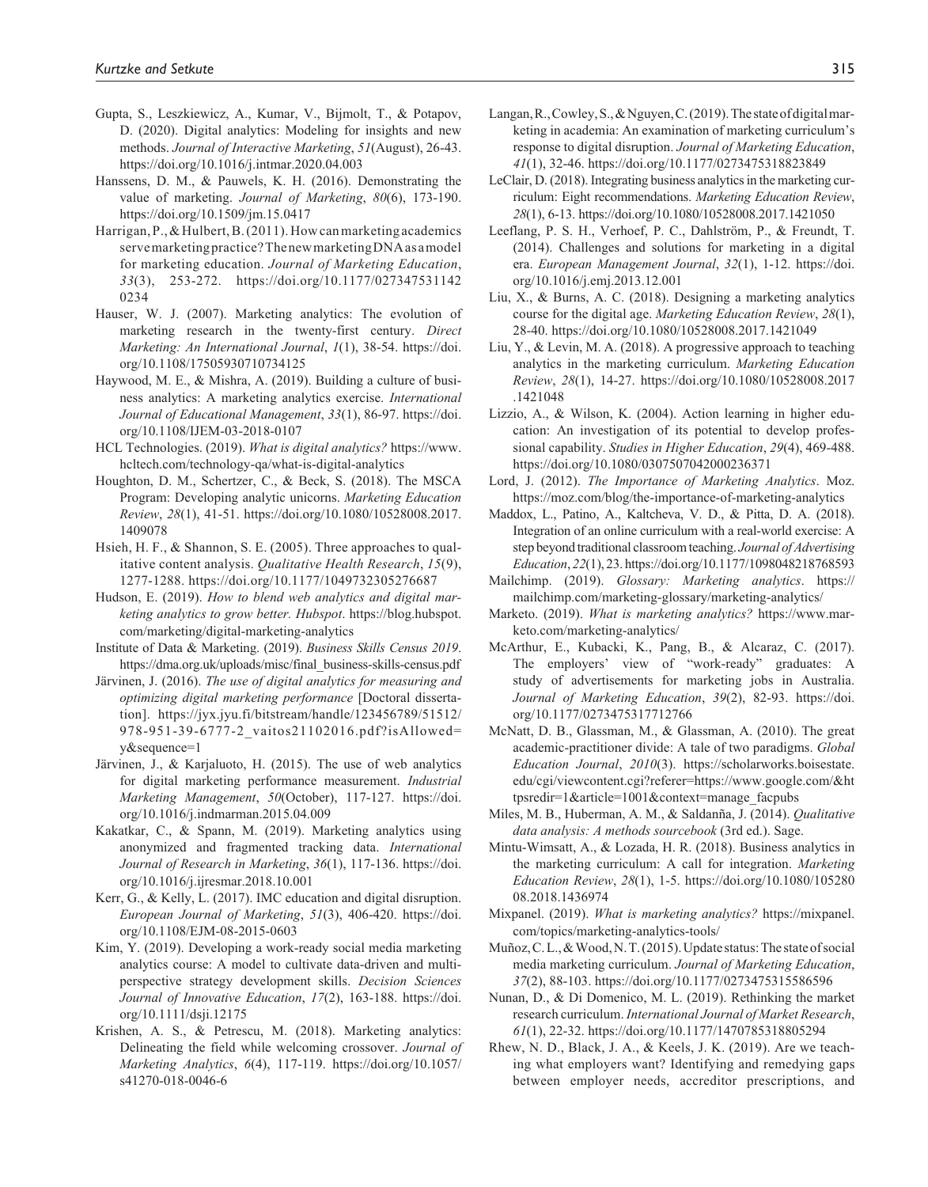Gupta, S., Leszkiewicz, A., Kumar, V., Bijmolt, T., & Potapov, D. (2020). Digital analytics: Modeling for insights and new methods. *Journal of Interactive Marketing*, *51*(August), 26-43. https://doi.org/10.1016/j.intmar.2020.04.003

Hanssens, D. M., & Pauwels, K. H. (2016). Demonstrating the value of marketing. *Journal of Marketing*, *80*(6), 173-190. https://doi.org/10.1509/jm.15.0417

Harrigan, P., & Hulbert, B. (2011). How can marketing academics serve marketing practice? The new marketing DNA as a model for marketing education. *Journal of Marketing Education*, *33*(3), 253-272. https://doi.org/10.1177/0273475311420234

Hauser, W. J. (2007). Marketing analytics: The evolution of marketing research in the twenty-first century. *Direct Marketing: An International Journal*, *1*(1), 38-54. https://doi.org/10.1108/17505930710734125

Haywood, M. E., & Mishra, A. (2019). Building a culture of business analytics: A marketing analytics exercise. *International Journal of Educational Management*, *33*(1), 86-97. https://doi.org/10.1108/IJEM-03-2018-0107

HCL Technologies. (2019). *What is digital analytics?* https://www.hcltech.com/technology-qa/what-is-digital-analytics

Houghton, D. M., Schertzer, C., & Beck, S. (2018). The MSCA Program: Developing analytic unicorns. *Marketing Education Review*, *28*(1), 41-51. https://doi.org/10.1080/10528008.2017.1409078

Hsieh, H. F., & Shannon, S. E. (2005). Three approaches to qualitative content analysis. *Qualitative Health Research*, *15*(9), 1277-1288. https://doi.org/10.1177/1049732305276687

Hudson, E. (2019). *How to blend web analytics and digital marketing analytics to grow better. Hubspot*. https://blog.hubspot.com/marketing/digital-marketing-analytics

Institute of Data & Marketing. (2019). *Business Skills Census 2019*. https://dma.org.uk/uploads/misc/final_business-skills-census.pdf

Järvinen, J. (2016). *The use of digital analytics for measuring and optimizing digital marketing performance* [Doctoral dissertation]. https://jyx.jyu.fi/bitstream/handle/123456789/51512/978-951-39-6777-2_vaitos21102016.pdf?isAllowed=y&sequence=1

Järvinen, J., & Karjaluoto, H. (2015). The use of web analytics for digital marketing performance measurement. *Industrial Marketing Management*, *50*(October), 117-127. https://doi.org/10.1016/j.indmarman.2015.04.009

Kakatkar, C., & Spann, M. (2019). Marketing analytics using anonymized and fragmented tracking data. *International Journal of Research in Marketing*, *36*(1), 117-136. https://doi.org/10.1016/j.ijresmar.2018.10.001

Kerr, G., & Kelly, L. (2017). IMC education and digital disruption. *European Journal of Marketing*, *51*(3), 406-420. https://doi.org/10.1108/EJM-08-2015-0603

Kim, Y. (2019). Developing a work-ready social media marketing analytics course: A model to cultivate data-driven and multi-perspective strategy development skills. *Decision Sciences Journal of Innovative Education*, *17*(2), 163-188. https://doi.org/10.1111/dsji.12175

Krishen, A. S., & Petrescu, M. (2018). Marketing analytics: Delineating the field while welcoming crossover. *Journal of Marketing Analytics*, *6*(4), 117-119. https://doi.org/10.1057/s41270-018-0046-6

Langan, R., Cowley, S., & Nguyen, C. (2019). The state of digital marketing in academia: An examination of marketing curriculum's response to digital disruption. *Journal of Marketing Education*, *41*(1), 32-46. https://doi.org/10.1177/0273475318823849

LeClair, D. (2018). Integrating business analytics in the marketing curriculum: Eight recommendations. *Marketing Education Review*, *28*(1), 6-13. https://doi.org/10.1080/10528008.2017.1421050

Leeflang, P. S. H., Verhoef, P. C., Dahlström, P., & Freundt, T. (2014). Challenges and solutions for marketing in a digital era. *European Management Journal*, *32*(1), 1-12. https://doi.org/10.1016/j.emj.2013.12.001

Liu, X., & Burns, A. C. (2018). Designing a marketing analytics course for the digital age. *Marketing Education Review*, *28*(1), 28-40. https://doi.org/10.1080/10528008.2017.1421049

Liu, Y., & Levin, M. A. (2018). A progressive approach to teaching analytics in the marketing curriculum. *Marketing Education Review*, *28*(1), 14-27. https://doi.org/10.1080/10528008.2017.1421048

Lizzio, A., & Wilson, K. (2004). Action learning in higher education: An investigation of its potential to develop professional capability. *Studies in Higher Education*, *29*(4), 469-488. https://doi.org/10.1080/0307507042000236371

Lord, J. (2012). *The Importance of Marketing Analytics*. Moz. https://moz.com/blog/the-importance-of-marketing-analytics

Maddox, L., Patino, A., Kaltcheva, V. D., & Pitta, D. A. (2018). Integration of an online curriculum with a real-world exercise: A step beyond traditional classroom teaching. *Journal of Advertising Education*, *22*(1), 23. https://doi.org/10.1177/1098048218768593

Mailchimp. (2019). *Glossary: Marketing analytics*. https://mailchimp.com/marketing-glossary/marketing-analytics/

Marketo. (2019). *What is marketing analytics?* https://www.marketo.com/marketing-analytics/

McArthur, E., Kubacki, K., Pang, B., & Alcaraz, C. (2017). The employers' view of "work-ready" graduates: A study of advertisements for marketing jobs in Australia. *Journal of Marketing Education*, *39*(2), 82-93. https://doi.org/10.1177/0273475317712766

McNatt, D. B., Glassman, M., & Glassman, A. (2010). The great academic-practitioner divide: A tale of two paradigms. *Global Education Journal*, *2010*(3). https://scholarworks.boisestate.edu/cgi/viewcontent.cgi?referer=https://www.google.com/&httpsredir=1&article=1001&context=manage_facpubs

Miles, M. B., Huberman, A. M., & Saldaña, J. (2014). *Qualitative data analysis: A methods sourcebook* (3rd ed.). Sage.

Mintu-Wimsatt, A., & Lozada, H. R. (2018). Business analytics in the marketing curriculum: A call for integration. *Marketing Education Review*, *28*(1), 1-5. https://doi.org/10.1080/10528008.2018.1436974

Mixpanel. (2019). *What is marketing analytics?* https://mixpanel.com/topics/marketing-analytics-tools/

Muñoz, C. L., & Wood, N. T. (2015). Update status: The state of social media marketing curriculum. *Journal of Marketing Education*, *37*(2), 88-103. https://doi.org/10.1177/0273475315586596

Nunan, D., & Di Domenico, M. L. (2019). Rethinking the market research curriculum. *International Journal of Market Research*, *61*(1), 22-32. https://doi.org/10.1177/1470785318805294

Rhew, N. D., Black, J. A., & Keels, J. K. (2019). Are we teaching what employers want? Identifying and remedying gaps between employer needs, accreditor prescriptions, and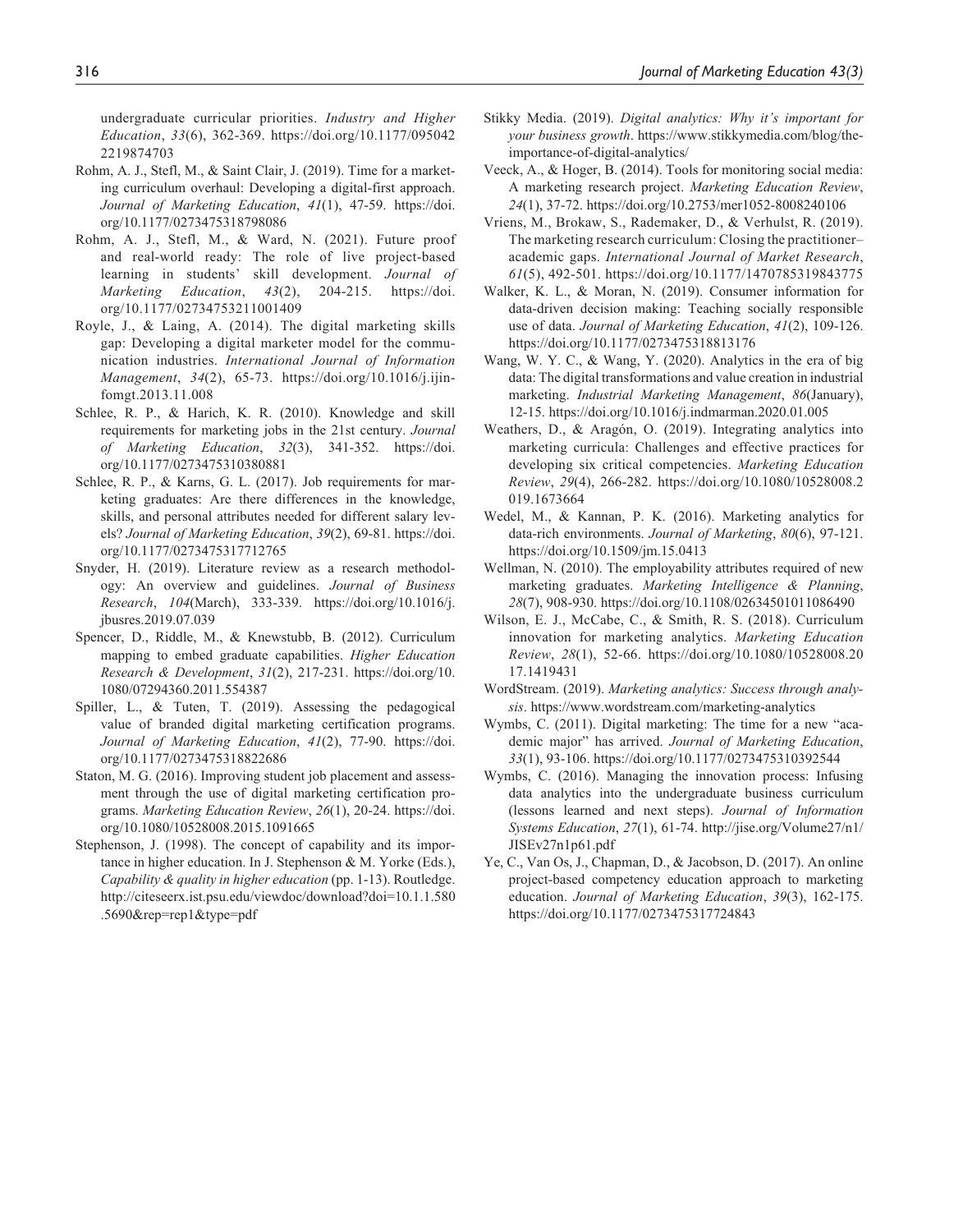undergraduate curricular priorities. *Industry and Higher Education*, *33*(6), 362-369. https://doi.org/10.1177/0950422219874703

Rohm, A. J., Stefl, M., & Saint Clair, J. (2019). Time for a marketing curriculum overhaul: Developing a digital-first approach. *Journal of Marketing Education*, *41*(1), 47-59. https://doi.org/10.1177/0273475318798086

Rohm, A. J., Stefl, M., & Ward, N. (2021). Future proof and real-world ready: The role of live project-based learning in students' skill development. *Journal of Marketing Education*, *43*(2), 204-215. https://doi.org/10.1177/02734753211001409

Royle, J., & Laing, A. (2014). The digital marketing skills gap: Developing a digital marketer model for the communication industries. *International Journal of Information Management*, *34*(2), 65-73. https://doi.org/10.1016/j.ijinfomgt.2013.11.008

Schlee, R. P., & Harich, K. R. (2010). Knowledge and skill requirements for marketing jobs in the 21st century. *Journal of Marketing Education*, *32*(3), 341-352. https://doi.org/10.1177/0273475310380881

Schlee, R. P., & Karns, G. L. (2017). Job requirements for marketing graduates: Are there differences in the knowledge, skills, and personal attributes needed for different salary levels? *Journal of Marketing Education*, *39*(2), 69-81. https://doi.org/10.1177/0273475317712765

Snyder, H. (2019). Literature review as a research methodology: An overview and guidelines. *Journal of Business Research*, *104*(March), 333-339. https://doi.org/10.1016/j.jbusres.2019.07.039

Spencer, D., Riddle, M., & Knewstubb, B. (2012). Curriculum mapping to embed graduate capabilities. *Higher Education Research & Development*, *31*(2), 217-231. https://doi.org/10.1080/07294360.2011.554387

Spiller, L., & Tuten, T. (2019). Assessing the pedagogical value of branded digital marketing certification programs. *Journal of Marketing Education*, *41*(2), 77-90. https://doi.org/10.1177/0273475318822686

Staton, M. G. (2016). Improving student job placement and assessment through the use of digital marketing certification programs. *Marketing Education Review*, *26*(1), 20-24. https://doi.org/10.1080/10528008.2015.1091665

Stephenson, J. (1998). The concept of capability and its importance in higher education. In J. Stephenson & M. Yorke (Eds.), *Capability & quality in higher education* (pp. 1-13). Routledge. http://citeseerx.ist.psu.edu/viewdoc/download?doi=10.1.1.580.5690&rep=rep1&type=pdf

Stikky Media. (2019). *Digital analytics: Why it's important for your business growth*. https://www.stikkymedia.com/blog/the-importance-of-digital-analytics/

Veeck, A., & Hoger, B. (2014). Tools for monitoring social media: A marketing research project. *Marketing Education Review*, *24*(1), 37-72. https://doi.org/10.2753/mer1052-8008240106

Vriens, M., Brokaw, S., Rademaker, D., & Verhulst, R. (2019). The marketing research curriculum: Closing the practitioner–academic gaps. *International Journal of Market Research*, *61*(5), 492-501. https://doi.org/10.1177/1470785319843775

Walker, K. L., & Moran, N. (2019). Consumer information for data-driven decision making: Teaching socially responsible use of data. *Journal of Marketing Education*, *41*(2), 109-126. https://doi.org/10.1177/0273475318813176

Wang, W. Y. C., & Wang, Y. (2020). Analytics in the era of big data: The digital transformations and value creation in industrial marketing. *Industrial Marketing Management*, *86*(January), 12-15. https://doi.org/10.1016/j.indmarman.2020.01.005

Weathers, D., & Aragón, O. (2019). Integrating analytics into marketing curricula: Challenges and effective practices for developing six critical competencies. *Marketing Education Review*, *29*(4), 266-282. https://doi.org/10.1080/10528008.2019.1673664

Wedel, M., & Kannan, P. K. (2016). Marketing analytics for data-rich environments. *Journal of Marketing*, *80*(6), 97-121. https://doi.org/10.1509/jm.15.0413

Wellman, N. (2010). The employability attributes required of new marketing graduates. *Marketing Intelligence & Planning*, *28*(7), 908-930. https://doi.org/10.1108/02634501011086490

Wilson, E. J., McCabe, C., & Smith, R. S. (2018). Curriculum innovation for marketing analytics. *Marketing Education Review*, *28*(1), 52-66. https://doi.org/10.1080/10528008.2017.1419431

WordStream. (2019). *Marketing analytics: Success through analysis*. https://www.wordstream.com/marketing-analytics

Wymbs, C. (2011). Digital marketing: The time for a new "academic major" has arrived. *Journal of Marketing Education*, *33*(1), 93-106. https://doi.org/10.1177/0273475310392544

Wymbs, C. (2016). Managing the innovation process: Infusing data analytics into the undergraduate business curriculum (lessons learned and next steps). *Journal of Information Systems Education*, *27*(1), 61-74. http://jise.org/Volume27/n1/JISEv27n1p61.pdf

Ye, C., Van Os, J., Chapman, D., & Jacobson, D. (2017). An online project-based competency education approach to marketing education. *Journal of Marketing Education*, *39*(3), 162-175. https://doi.org/10.1177/0273475317724843